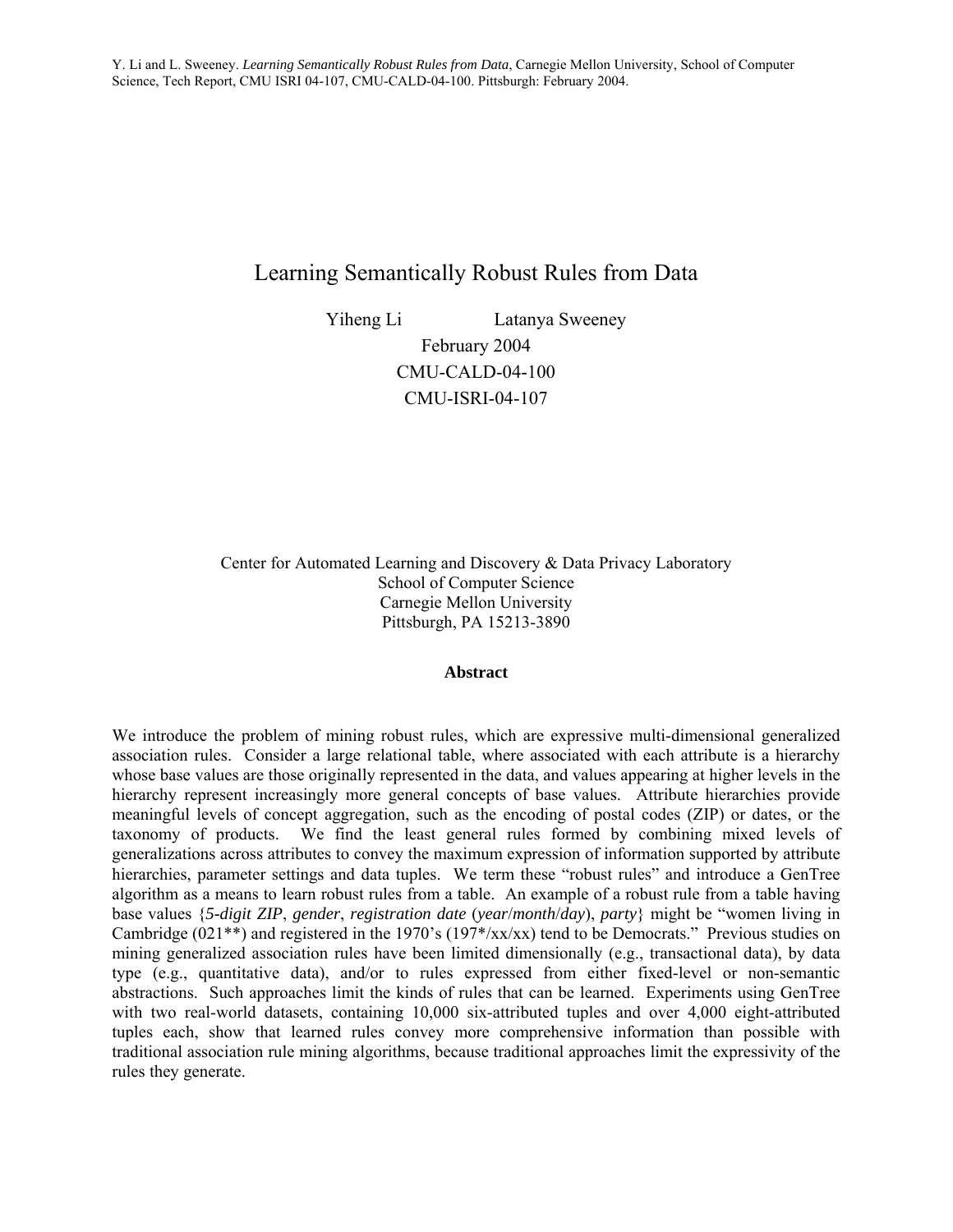Y. Li and L. Sweeney. *Learning Semantically Robust Rules from Data*, Carnegie Mellon University, School of Computer Science, Tech Report, CMU ISRI 04-107, CMU-CALD-04-100. Pittsburgh: February 2004.

# Learning Semantically Robust Rules from Data

Yiheng Li    Latanya Sweeney

February 2004

CMU-CALD-04-100

CMU-ISRI-04-107

Center for Automated Learning and Discovery & Data Privacy Laboratory
School of Computer Science
Carnegie Mellon University
Pittsburgh, PA 15213-3890

**Abstract**

We introduce the problem of mining robust rules, which are expressive multi-dimensional generalized association rules. Consider a large relational table, where associated with each attribute is a hierarchy whose base values are those originally represented in the data, and values appearing at higher levels in the hierarchy represent increasingly more general concepts of base values. Attribute hierarchies provide meaningful levels of concept aggregation, such as the encoding of postal codes (ZIP) or dates, or the taxonomy of products. We find the least general rules formed by combining mixed levels of generalizations across attributes to convey the maximum expression of information supported by attribute hierarchies, parameter settings and data tuples. We term these "robust rules" and introduce a GenTree algorithm as a means to learn robust rules from a table. An example of a robust rule from a table having base values {*5-digit ZIP*, *gender*, *registration date* (*year*/*month*/*day*), *party*} might be "women living in Cambridge (021**) and registered in the 1970's (197*/xx/xx) tend to be Democrats." Previous studies on mining generalized association rules have been limited dimensionally (e.g., transactional data), by data type (e.g., quantitative data), and/or to rules expressed from either fixed-level or non-semantic abstractions. Such approaches limit the kinds of rules that can be learned. Experiments using GenTree with two real-world datasets, containing 10,000 six-attributed tuples and over 4,000 eight-attributed tuples each, show that learned rules convey more comprehensive information than possible with traditional association rule mining algorithms, because traditional approaches limit the expressivity of the rules they generate.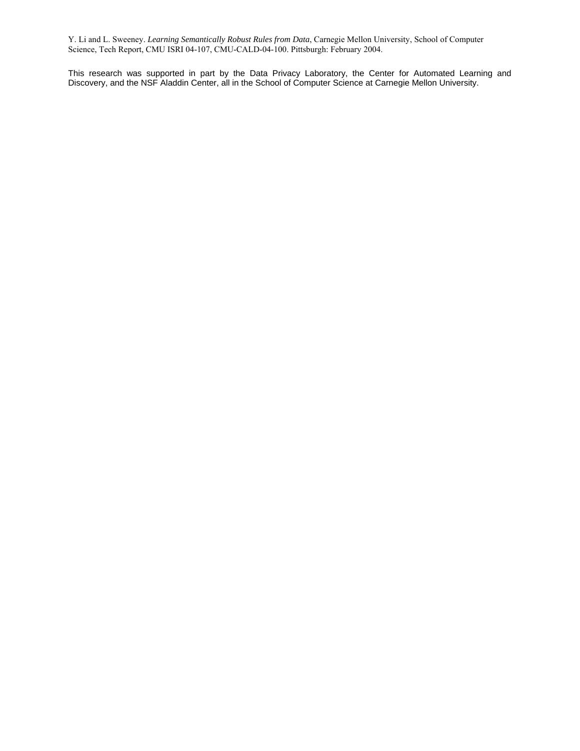Y. Li and L. Sweeney. *Learning Semantically Robust Rules from Data*, Carnegie Mellon University, School of Computer Science, Tech Report, CMU ISRI 04-107, CMU-CALD-04-100. Pittsburgh: February 2004.

This research was supported in part by the Data Privacy Laboratory, the Center for Automated Learning and Discovery, and the NSF Aladdin Center, all in the School of Computer Science at Carnegie Mellon University.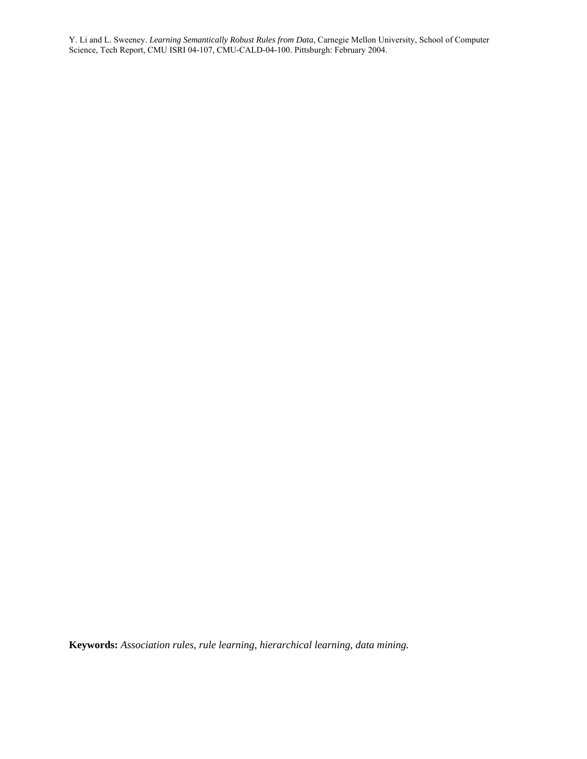**Keywords:** *Association rules, rule learning, hierarchical learning, data mining.*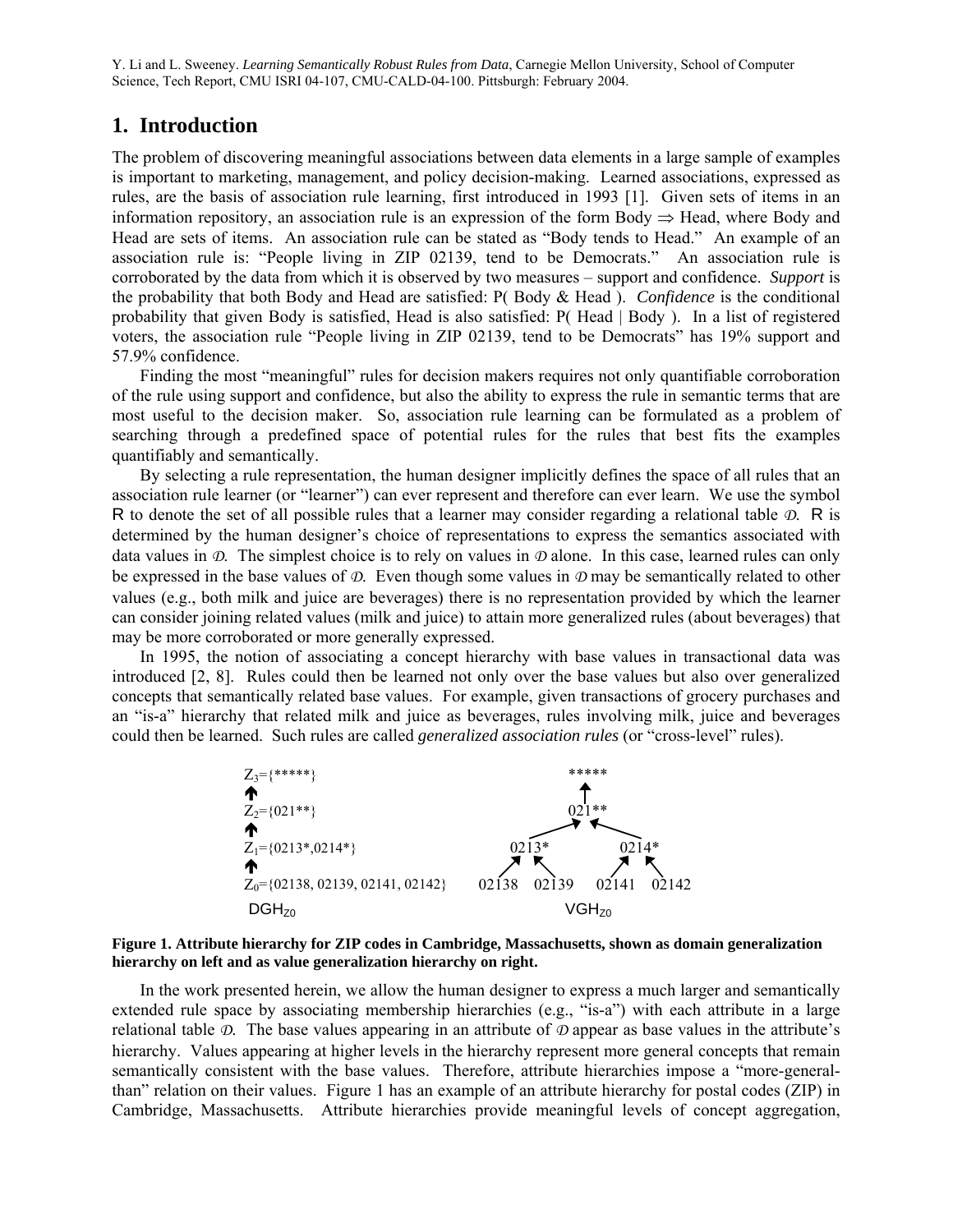# 1. Introduction

The problem of discovering meaningful associations between data elements in a large sample of examples is important to marketing, management, and policy decision-making. Learned associations, expressed as rules, are the basis of association rule learning, first introduced in 1993 [1]. Given sets of items in an information repository, an association rule is an expression of the form Body ⇒ Head, where Body and Head are sets of items. An association rule can be stated as "Body tends to Head." An example of an association rule is: "People living in ZIP 02139, tend to be Democrats." An association rule is corroborated by the data from which it is observed by two measures – support and confidence. *Support* is the probability that both Body and Head are satisfied: P( Body & Head ). *Confidence* is the conditional probability that given Body is satisfied, Head is also satisfied: P( Head | Body ). In a list of registered voters, the association rule "People living in ZIP 02139, tend to be Democrats" has 19% support and 57.9% confidence.

Finding the most "meaningful" rules for decision makers requires not only quantifiable corroboration of the rule using support and confidence, but also the ability to express the rule in semantic terms that are most useful to the decision maker. So, association rule learning can be formulated as a problem of searching through a predefined space of potential rules for the rules that best fits the examples quantifiably and semantically.

By selecting a rule representation, the human designer implicitly defines the space of all rules that an association rule learner (or "learner") can ever represent and therefore can ever learn. We use the symbol R to denote the set of all possible rules that a learner may consider regarding a relational table $\mathcal{D}$. R is determined by the human designer's choice of representations to express the semantics associated with data values in $\mathcal{D}$. The simplest choice is to rely on values in $\mathcal{D}$ alone. In this case, learned rules can only be expressed in the base values of $\mathcal{D}$. Even though some values in $\mathcal{D}$ may be semantically related to other values (e.g., both milk and juice are beverages) there is no representation provided by which the learner can consider joining related values (milk and juice) to attain more generalized rules (about beverages) that may be more corroborated or more generally expressed.

In 1995, the notion of associating a concept hierarchy with base values in transactional data was introduced [2, 8]. Rules could then be learned not only over the base values but also over generalized concepts that semantically related base values. For example, given transactions of grocery purchases and an "is-a" hierarchy that related milk and juice as beverages, rules involving milk, juice and beverages could then be learned. Such rules are called *generalized association rules* (or "cross-level" rules).

```
Z3={*****}                                         *****
   ↑                                                 ↑
Z2={021**}                                         021**
   ↑                                            ↗        ↖
Z1={0213*,0214*}                          0213*            0214*
   ↑                                     ↗     ↖          ↗     ↖
Z0={02138, 02139, 02141, 02142}     02138   02139     02141   02142
 DGH_Z0                                          VGH_Z0
```

**Figure 1. Attribute hierarchy for ZIP codes in Cambridge, Massachusetts, shown as domain generalization hierarchy on left and as value generalization hierarchy on right.**

In the work presented herein, we allow the human designer to express a much larger and semantically extended rule space by associating membership hierarchies (e.g., "is-a") with each attribute in a large relational table $\mathcal{D}$. The base values appearing in an attribute of $\mathcal{D}$ appear as base values in the attribute's hierarchy. Values appearing at higher levels in the hierarchy represent more general concepts that remain semantically consistent with the base values. Therefore, attribute hierarchies impose a "more-general-than" relation on their values. Figure 1 has an example of an attribute hierarchy for postal codes (ZIP) in Cambridge, Massachusetts. Attribute hierarchies provide meaningful levels of concept aggregation,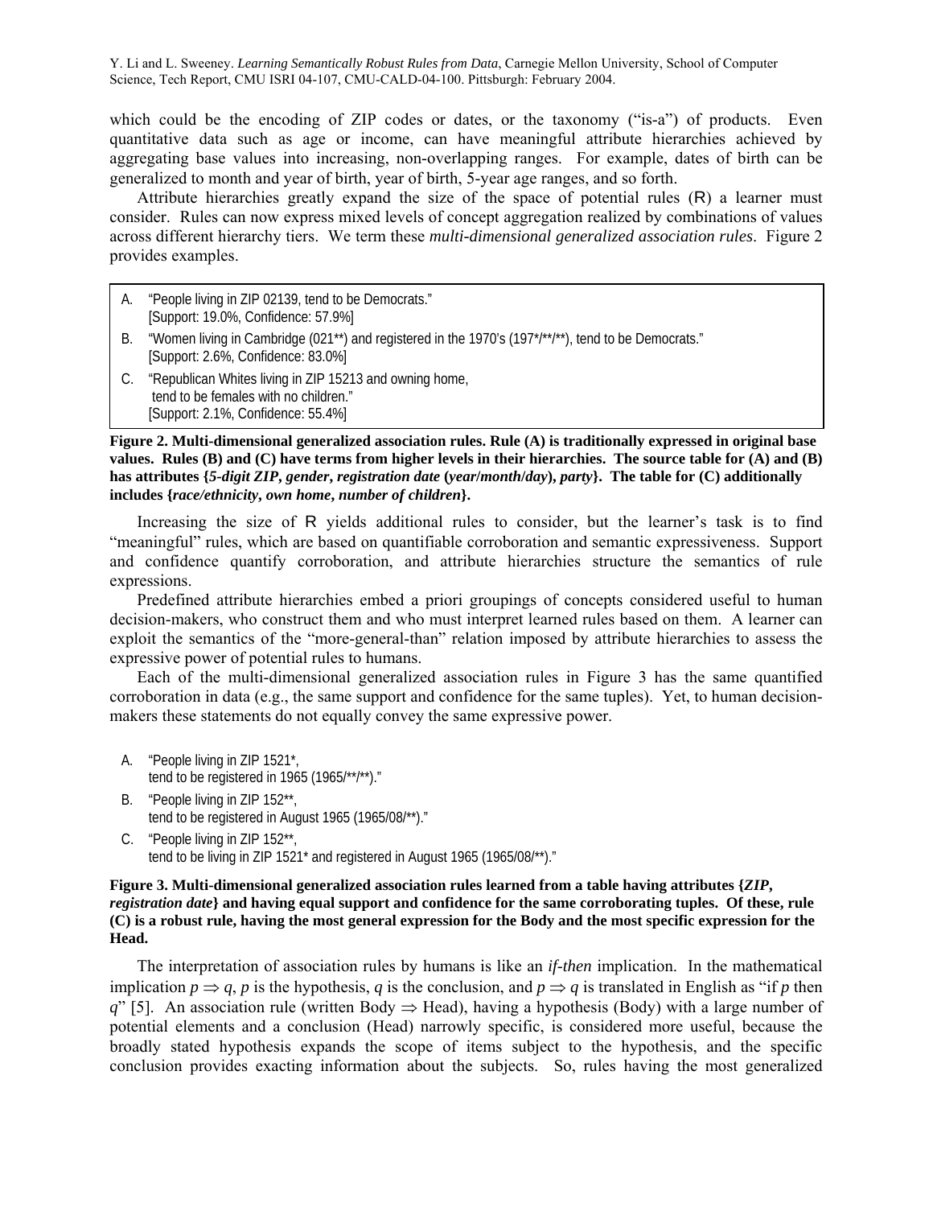which could be the encoding of ZIP codes or dates, or the taxonomy ("is-a") of products. Even quantitative data such as age or income, can have meaningful attribute hierarchies achieved by aggregating base values into increasing, non-overlapping ranges. For example, dates of birth can be generalized to month and year of birth, year of birth, 5-year age ranges, and so forth.

Attribute hierarchies greatly expand the size of the space of potential rules (R) a learner must consider. Rules can now express mixed levels of concept aggregation realized by combinations of values across different hierarchy tiers. We term these *multi-dimensional generalized association rules*. Figure 2 provides examples.

A. "People living in ZIP 02139, tend to be Democrats."
   [Support: 19.0%, Confidence: 57.9%]

B. "Women living in Cambridge (021**) and registered in the 1970's (197*/**/**), tend to be Democrats."
   [Support: 2.6%, Confidence: 83.0%]

C. "Republican Whites living in ZIP 15213 and owning home,
   tend to be females with no children."
   [Support: 2.1%, Confidence: 55.4%]

**Figure 2. Multi-dimensional generalized association rules. Rule (A) is traditionally expressed in original base values. Rules (B) and (C) have terms from higher levels in their hierarchies. The source table for (A) and (B) has attributes {*5-digit ZIP*, *gender*, *registration date* (*year/month/day*), *party*}. The table for (C) additionally includes {*race/ethnicity*, *own home*, *number of children*}.**

Increasing the size of R yields additional rules to consider, but the learner's task is to find "meaningful" rules, which are based on quantifiable corroboration and semantic expressiveness. Support and confidence quantify corroboration, and attribute hierarchies structure the semantics of rule expressions.

Predefined attribute hierarchies embed a priori groupings of concepts considered useful to human decision-makers, who construct them and who must interpret learned rules based on them. A learner can exploit the semantics of the "more-general-than" relation imposed by attribute hierarchies to assess the expressive power of potential rules to humans.

Each of the multi-dimensional generalized association rules in Figure 3 has the same quantified corroboration in data (e.g., the same support and confidence for the same tuples). Yet, to human decision-makers these statements do not equally convey the same expressive power.

A. "People living in ZIP 1521*,
   tend to be registered in 1965 (1965/**/**)."

B. "People living in ZIP 152**,
   tend to be registered in August 1965 (1965/08/**)."

C. "People living in ZIP 152**,
   tend to be living in ZIP 1521* and registered in August 1965 (1965/08/**)."

**Figure 3. Multi-dimensional generalized association rules learned from a table having attributes {*ZIP*, *registration date*} and having equal support and confidence for the same corroborating tuples. Of these, rule (C) is a robust rule, having the most general expression for the Body and the most specific expression for the Head.**

The interpretation of association rules by humans is like an *if-then* implication. In the mathematical implication $p \Rightarrow q$, $p$ is the hypothesis, $q$ is the conclusion, and $p \Rightarrow q$ is translated in English as "if $p$ then $q$" [5]. An association rule (written Body $\Rightarrow$ Head), having a hypothesis (Body) with a large number of potential elements and a conclusion (Head) narrowly specific, is considered more useful, because the broadly stated hypothesis expands the scope of items subject to the hypothesis, and the specific conclusion provides exacting information about the subjects. So, rules having the most generalized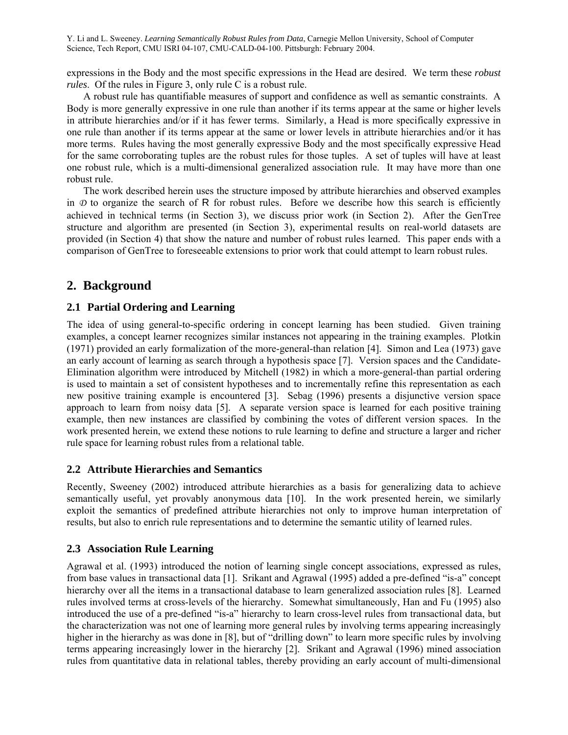expressions in the Body and the most specific expressions in the Head are desired. We term these *robust rules*. Of the rules in Figure 3, only rule C is a robust rule.

A robust rule has quantifiable measures of support and confidence as well as semantic constraints. A Body is more generally expressive in one rule than another if its terms appear at the same or higher levels in attribute hierarchies and/or if it has fewer terms. Similarly, a Head is more specifically expressive in one rule than another if its terms appear at the same or lower levels in attribute hierarchies and/or it has more terms. Rules having the most generally expressive Body and the most specifically expressive Head for the same corroborating tuples are the robust rules for those tuples. A set of tuples will have at least one robust rule, which is a multi-dimensional generalized association rule. It may have more than one robust rule.

The work described herein uses the structure imposed by attribute hierarchies and observed examples in $\mathcal{D}$ to organize the search of R for robust rules. Before we describe how this search is efficiently achieved in technical terms (in Section 3), we discuss prior work (in Section 2). After the GenTree structure and algorithm are presented (in Section 3), experimental results on real-world datasets are provided (in Section 4) that show the nature and number of robust rules learned. This paper ends with a comparison of GenTree to foreseeable extensions to prior work that could attempt to learn robust rules.

## 2. Background

### 2.1 Partial Ordering and Learning

The idea of using general-to-specific ordering in concept learning has been studied. Given training examples, a concept learner recognizes similar instances not appearing in the training examples. Plotkin (1971) provided an early formalization of the more-general-than relation [4]. Simon and Lea (1973) gave an early account of learning as search through a hypothesis space [7]. Version spaces and the Candidate-Elimination algorithm were introduced by Mitchell (1982) in which a more-general-than partial ordering is used to maintain a set of consistent hypotheses and to incrementally refine this representation as each new positive training example is encountered [3]. Sebag (1996) presents a disjunctive version space approach to learn from noisy data [5]. A separate version space is learned for each positive training example, then new instances are classified by combining the votes of different version spaces. In the work presented herein, we extend these notions to rule learning to define and structure a larger and richer rule space for learning robust rules from a relational table.

### 2.2 Attribute Hierarchies and Semantics

Recently, Sweeney (2002) introduced attribute hierarchies as a basis for generalizing data to achieve semantically useful, yet provably anonymous data [10]. In the work presented herein, we similarly exploit the semantics of predefined attribute hierarchies not only to improve human interpretation of results, but also to enrich rule representations and to determine the semantic utility of learned rules.

### 2.3 Association Rule Learning

Agrawal et al. (1993) introduced the notion of learning single concept associations, expressed as rules, from base values in transactional data [1]. Srikant and Agrawal (1995) added a pre-defined "is-a" concept hierarchy over all the items in a transactional database to learn generalized association rules [8]. Learned rules involved terms at cross-levels of the hierarchy. Somewhat simultaneously, Han and Fu (1995) also introduced the use of a pre-defined "is-a" hierarchy to learn cross-level rules from transactional data, but the characterization was not one of learning more general rules by involving terms appearing increasingly higher in the hierarchy as was done in [8], but of "drilling down" to learn more specific rules by involving terms appearing increasingly lower in the hierarchy [2]. Srikant and Agrawal (1996) mined association rules from quantitative data in relational tables, thereby providing an early account of multi-dimensional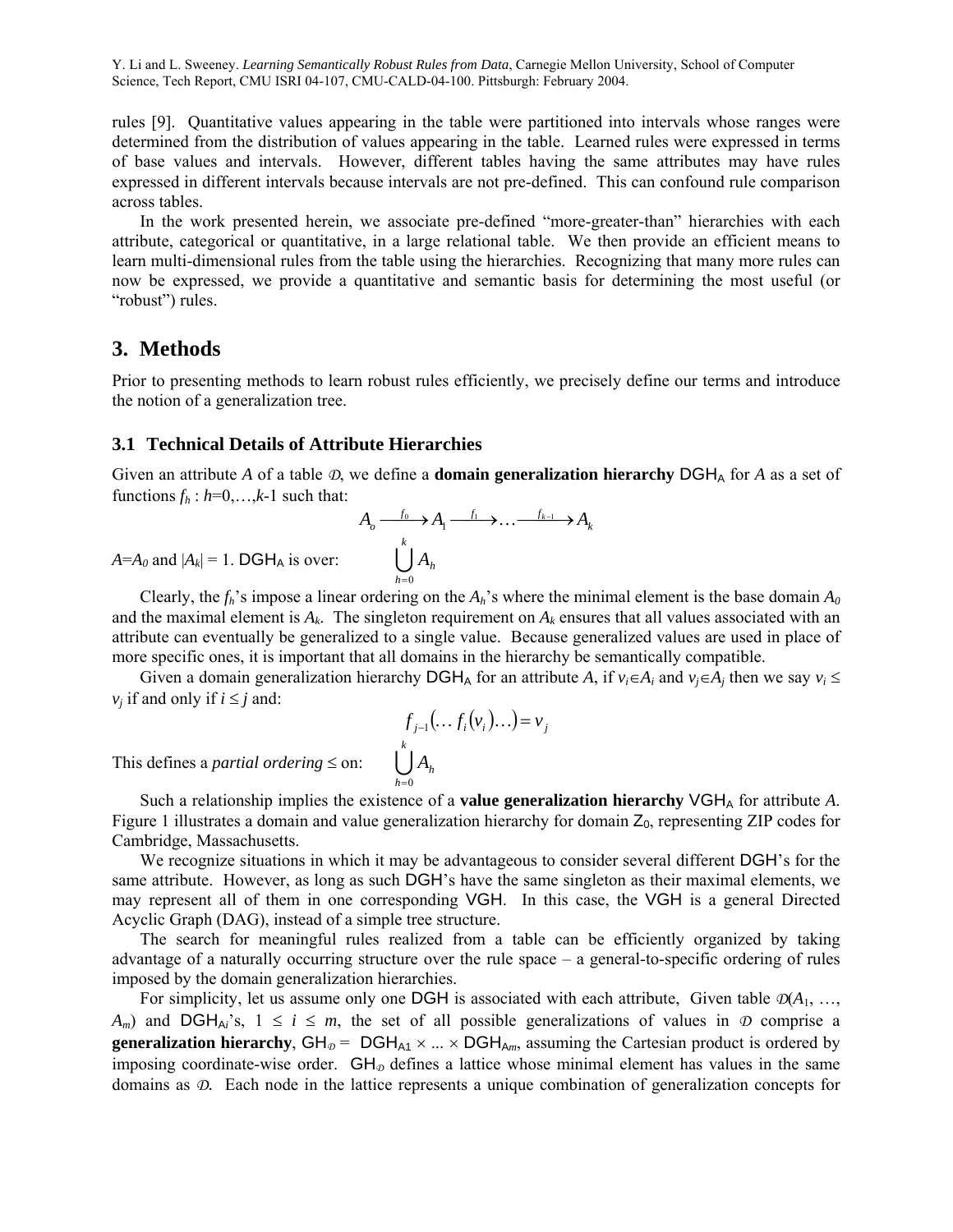rules [9]. Quantitative values appearing in the table were partitioned into intervals whose ranges were determined from the distribution of values appearing in the table. Learned rules were expressed in terms of base values and intervals. However, different tables having the same attributes may have rules expressed in different intervals because intervals are not pre-defined. This can confound rule comparison across tables.

In the work presented herein, we associate pre-defined "more-greater-than" hierarchies with each attribute, categorical or quantitative, in a large relational table. We then provide an efficient means to learn multi-dimensional rules from the table using the hierarchies. Recognizing that many more rules can now be expressed, we provide a quantitative and semantic basis for determining the most useful (or "robust") rules.

# 3. Methods

Prior to presenting methods to learn robust rules efficiently, we precisely define our terms and introduce the notion of a generalization tree.

## 3.1 Technical Details of Attribute Hierarchies

Given an attribute $A$ of a table $\mathcal{D}$, we define a **domain generalization hierarchy** $\mathrm{DGH}_A$ for $A$ as a set of functions $f_h : h=0,\ldots,k\text{-}1$ such that:

$$A_o \xrightarrow{f_0} A_1 \xrightarrow{f_1} \ldots \xrightarrow{f_{k-1}} A_k$$

$A=A_0$ and $|A_k| = 1$. $\mathrm{DGH}_A$ is over: $\bigcup_{h=0}^{k} A_h$

Clearly, the $f_h$'s impose a linear ordering on the $A_h$'s where the minimal element is the base domain $A_0$ and the maximal element is $A_k$. The singleton requirement on $A_k$ ensures that all values associated with an attribute can eventually be generalized to a single value. Because generalized values are used in place of more specific ones, it is important that all domains in the hierarchy be semantically compatible.

Given a domain generalization hierarchy $\mathrm{DGH}_A$ for an attribute $A$, if $v_i \in A_i$ and $v_j \in A_j$ then we say $v_i \leq v_j$ if and only if $i \leq j$ and:

$$f_{j-1}(\ldots f_i(v_i)\ldots) = v_j$$

This defines a *partial ordering* $\leq$ on: $\bigcup_{h=0}^{k} A_h$

Such a relationship implies the existence of a **value generalization hierarchy** $\mathrm{VGH}_A$ for attribute $A$. Figure 1 illustrates a domain and value generalization hierarchy for domain $Z_0$, representing ZIP codes for Cambridge, Massachusetts.

We recognize situations in which it may be advantageous to consider several different DGH's for the same attribute. However, as long as such DGH's have the same singleton as their maximal elements, we may represent all of them in one corresponding VGH. In this case, the VGH is a general Directed Acyclic Graph (DAG), instead of a simple tree structure.

The search for meaningful rules realized from a table can be efficiently organized by taking advantage of a naturally occurring structure over the rule space – a general-to-specific ordering of rules imposed by the domain generalization hierarchies.

For simplicity, let us assume only one DGH is associated with each attribute, Given table $\mathcal{D}(A_1, \ldots, A_m)$ and $\mathrm{DGH}_{A_i}$'s, $1 \leq i \leq m$, the set of all possible generalizations of values in $\mathcal{D}$ comprise a **generalization hierarchy**, $\mathrm{GH}_{\mathcal{D}} = \mathrm{DGH}_{A1} \times \ldots \times \mathrm{DGH}_{Am}$, assuming the Cartesian product is ordered by imposing coordinate-wise order. $\mathrm{GH}_{\mathcal{D}}$ defines a lattice whose minimal element has values in the same domains as $\mathcal{D}$. Each node in the lattice represents a unique combination of generalization concepts for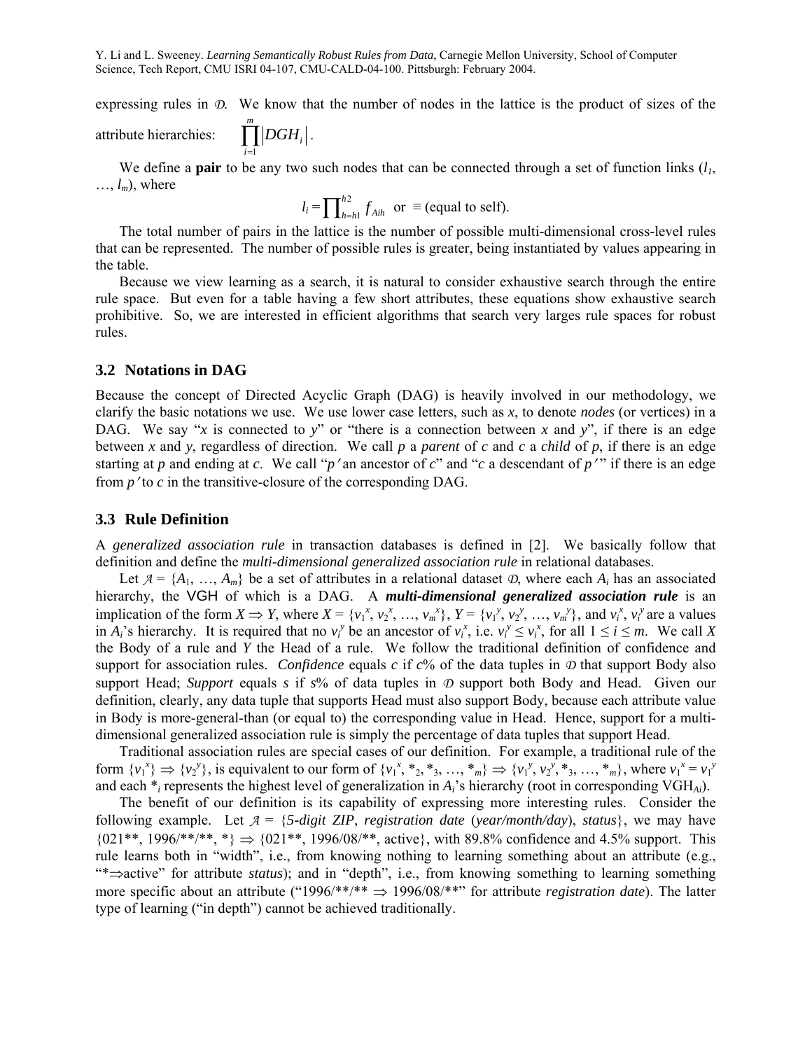expressing rules in $\mathcal{D}$. We know that the number of nodes in the lattice is the product of sizes of the attribute hierarchies: $\prod_{i=1}^{m} |DGH_i|$.

We define a **pair** to be any two such nodes that can be connected through a set of function links ($l_1$, …, $l_m$), where

$$l_i = \prod_{h=h1}^{h2} f_{Aih} \text{ or } \equiv \text{(equal to self)}.$$

The total number of pairs in the lattice is the number of possible multi-dimensional cross-level rules that can be represented. The number of possible rules is greater, being instantiated by values appearing in the table.

Because we view learning as a search, it is natural to consider exhaustive search through the entire rule space. But even for a table having a few short attributes, these equations show exhaustive search prohibitive. So, we are interested in efficient algorithms that search very larges rule spaces for robust rules.

## 3.2 Notations in DAG

Because the concept of Directed Acyclic Graph (DAG) is heavily involved in our methodology, we clarify the basic notations we use. We use lower case letters, such as *x*, to denote *nodes* (or vertices) in a DAG. We say "*x* is connected to *y*" or "there is a connection between *x* and *y*", if there is an edge between *x* and *y*, regardless of direction. We call *p* a *parent* of *c* and *c* a *child* of *p*, if there is an edge starting at *p* and ending at *c*. We call "*p′* an ancestor of *c*" and "*c* a descendant of *p′*" if there is an edge from *p′* to *c* in the transitive-closure of the corresponding DAG.

## 3.3 Rule Definition

A *generalized association rule* in transaction databases is defined in [2]. We basically follow that definition and define the *multi-dimensional generalized association rule* in relational databases.

Let $\mathcal{A} = \{A_1, …, A_m\}$ be a set of attributes in a relational dataset $\mathcal{D}$, where each $A_i$ has an associated hierarchy, the VGH of which is a DAG. A ***multi-dimensional generalized association rule*** is an implication of the form $X \Rightarrow Y$, where $X = \{v_1^x, v_2^x, …, v_m^x\}$, $Y = \{v_1^y, v_2^y, …, v_m^y\}$, and $v_i^x$, $v_i^y$ are a values in $A_i$'s hierarchy. It is required that no $v_i^y$ be an ancestor of $v_i^x$, i.e. $v_i^y \le v_i^x$, for all $1 \le i \le m$. We call *X* the Body of a rule and *Y* the Head of a rule. We follow the traditional definition of confidence and support for association rules. *Confidence* equals *c* if *c*% of the data tuples in $\mathcal{D}$ that support Body also support Head; *Support* equals *s* if *s*% of data tuples in $\mathcal{D}$ support both Body and Head. Given our definition, clearly, any data tuple that supports Head must also support Body, because each attribute value in Body is more-general-than (or equal to) the corresponding value in Head. Hence, support for a multi-dimensional generalized association rule is simply the percentage of data tuples that support Head.

Traditional association rules are special cases of our definition. For example, a traditional rule of the form $\{v_1^x\} \Rightarrow \{v_2^y\}$, is equivalent to our form of $\{v_1^x, *_2, *_3, …, *_m\} \Rightarrow \{v_1^y, v_2^y, *_3, …, *_m\}$, where $v_1^x = v_1^y$ and each $*_i$ represents the highest level of generalization in $A_i$'s hierarchy (root in corresponding $VGH_{Ai}$).

The benefit of our definition is its capability of expressing more interesting rules. Consider the following example. Let $\mathcal{A}$ = {*5-digit ZIP*, *registration date* (*year/month/day*), *status*}, we may have {021**, 1996/**/**, *} ⇒ {021**, 1996/08/**, active}, with 89.8% confidence and 4.5% support. This rule learns both in "width", i.e., from knowing nothing to learning something about an attribute (e.g., "*⇒active" for attribute *status*); and in "depth", i.e., from knowing something to learning something more specific about an attribute ("1996/**/** ⇒ 1996/08/**" for attribute *registration date*). The latter type of learning ("in depth") cannot be achieved traditionally.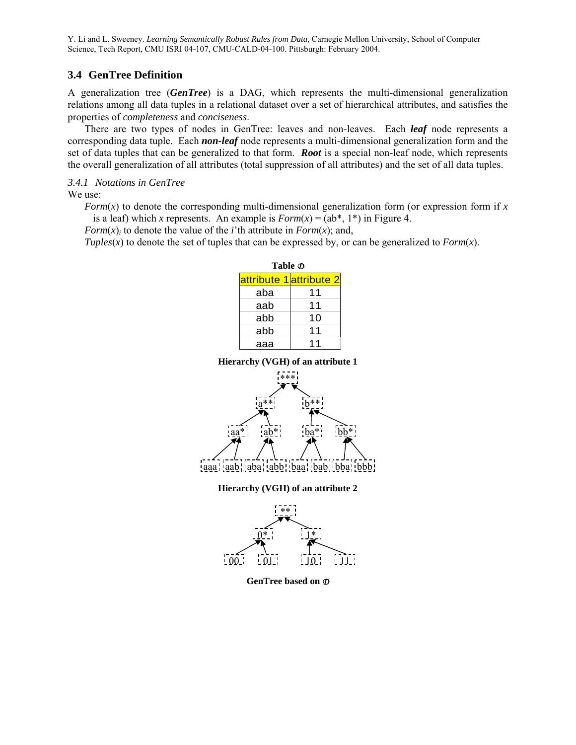### 3.4 GenTree Definition

A generalization tree (***GenTree***) is a DAG, which represents the multi-dimensional generalization relations among all data tuples in a relational dataset over a set of hierarchical attributes, and satisfies the properties of *completeness* and *conciseness*.

There are two types of nodes in GenTree: leaves and non-leaves. Each ***leaf*** node represents a corresponding data tuple. Each ***non-leaf*** node represents a multi-dimensional generalization form and the set of data tuples that can be generalized to that form. ***Root*** is a special non-leaf node, which represents the overall generalization of all attributes (total suppression of all attributes) and the set of all data tuples.

*3.4.1 Notations in GenTree*

We use:

*Form*($x$) to denote the corresponding multi-dimensional generalization form (or expression form if $x$ is a leaf) which $x$ represents. An example is *Form*($x$) = (ab*, 1*) in Figure 4.

*Form*$(x)_i$ to denote the value of the $i$'th attribute in *Form*($x$); and,

*Tuples*($x$) to denote the set of tuples that can be expressed by, or can be generalized to *Form*($x$).

**Table $\mathcal{D}$**

| attribute 1 | attribute 2 |
|---|---|
| aba | 11 |
| aab | 11 |
| abb | 10 |
| abb | 11 |
| aaa | 11 |

**Hierarchy (VGH) of an attribute 1**

```
                 ***
         a**              b**
     aa*     ab*      ba*      bb*
  aaa aab  aba abb  baa bab  bba bbb
```

**Hierarchy (VGH) of an attribute 2**

```
        **
    0*       1*
  00  01   10  11
```

**GenTree based on $\mathcal{D}$**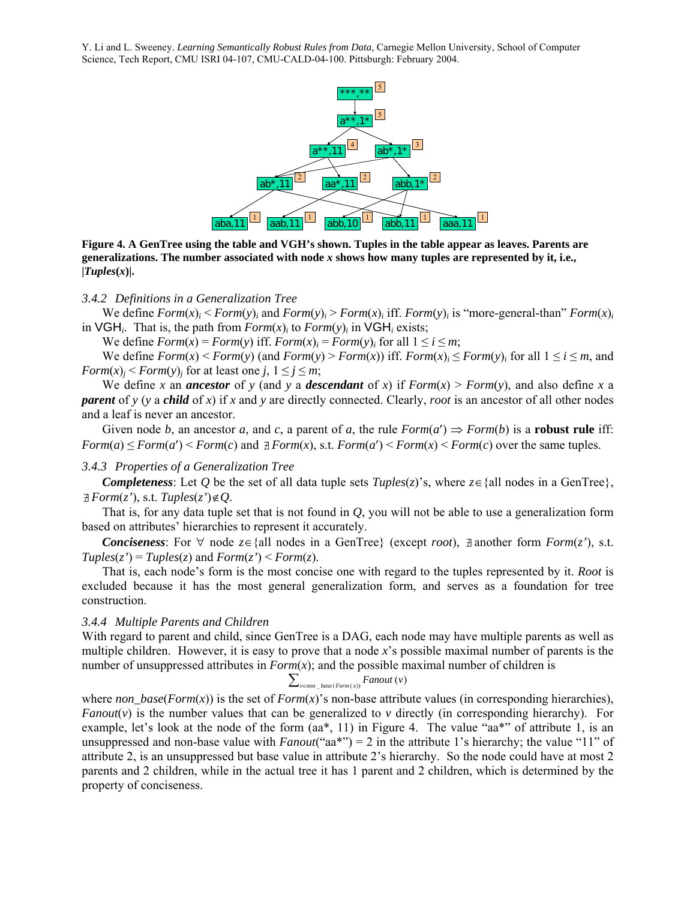Figure 4. A GenTree using the table and VGH's shown. Tuples in the table appear as leaves. Parents are generalizations. The number associated with node $x$ shows how many tuples are represented by it, i.e., $|Tuples(x)|$.

### 3.4.2 Definitions in a Generalization Tree

We define $Form(x)_i < Form(y)_i$ and $Form(y)_i > Form(x)_i$ iff. $Form(y)_i$ is "more-general-than" $Form(x)_i$ in $\mathsf{VGH}_i$. That is, the path from $Form(x)_i$ to $Form(y)_i$ in $\mathsf{VGH}_i$ exists;

We define $Form(x) = Form(y)$ iff. $Form(x)_i = Form(y)_i$ for all $1 \le i \le m$;

We define $Form(x) < Form(y)$ (and $Form(y) > Form(x)$) iff. $Form(x)_i \le Form(y)_i$ for all $1 \le i \le m$, and $Form(x)_j < Form(y)_j$ for at least one $j$, $1 \le j \le m$;

We define $x$ an ***ancestor*** of $y$ (and $y$ a ***descendant*** of $x$) if $Form(x) > Form(y)$, and also define $x$ a ***parent*** of $y$ ($y$ a ***child*** of $x$) if $x$ and $y$ are directly connected. Clearly, *root* is an ancestor of all other nodes and a leaf is never an ancestor.

Given node $b$, an ancestor $a$, and $c$, a parent of $a$, the rule $Form(a') \Rightarrow Form(b)$ is a **robust rule** iff: $Form(a) \le Form(a') < Form(c)$ and $\nexists\, Form(x)$, s.t. $Form(a') < Form(x) < Form(c)$ over the same tuples.

### 3.4.3 Properties of a Generalization Tree

***Completeness***: Let $Q$ be the set of all data tuple sets $Tuples(z)$'s, where $z \in$ {all nodes in a GenTree}, $\nexists\, Form(z')$, s.t. $Tuples(z') \notin Q$.

That is, for any data tuple set that is not found in $Q$, you will not be able to use a generalization form based on attributes' hierarchies to represent it accurately.

***Conciseness***: For $\forall$ node $z \in$ {all nodes in a GenTree} (except *root*), $\nexists$ another form $Form(z')$, s.t. $Tuples(z') = Tuples(z)$ and $Form(z') < Form(z)$.

That is, each node's form is the most concise one with regard to the tuples represented by it. *Root* is excluded because it has the most general generalization form, and serves as a foundation for tree construction.

### 3.4.4 Multiple Parents and Children

With regard to parent and child, since GenTree is a DAG, each node may have multiple parents as well as multiple children. However, it is easy to prove that a node $x$'s possible maximal number of parents is the number of unsuppressed attributes in $Form(x)$; and the possible maximal number of children is

$$\sum_{v \in non\_base(Form(x))} Fanout(v)$$

where $non\_base(Form(x))$ is the set of $Form(x)$'s non-base attribute values (in corresponding hierarchies), $Fanout(v)$ is the number values that can be generalized to $v$ directly (in corresponding hierarchy). For example, let's look at the node of the form (aa*, 11) in Figure 4. The value "aa*" of attribute 1, is an unsuppressed and non-base value with $Fanout$("aa*") = 2 in the attribute 1's hierarchy; the value "11" of attribute 2, is an unsuppressed but base value in attribute 2's hierarchy. So the node could have at most 2 parents and 2 children, while in the actual tree it has 1 parent and 2 children, which is determined by the property of conciseness.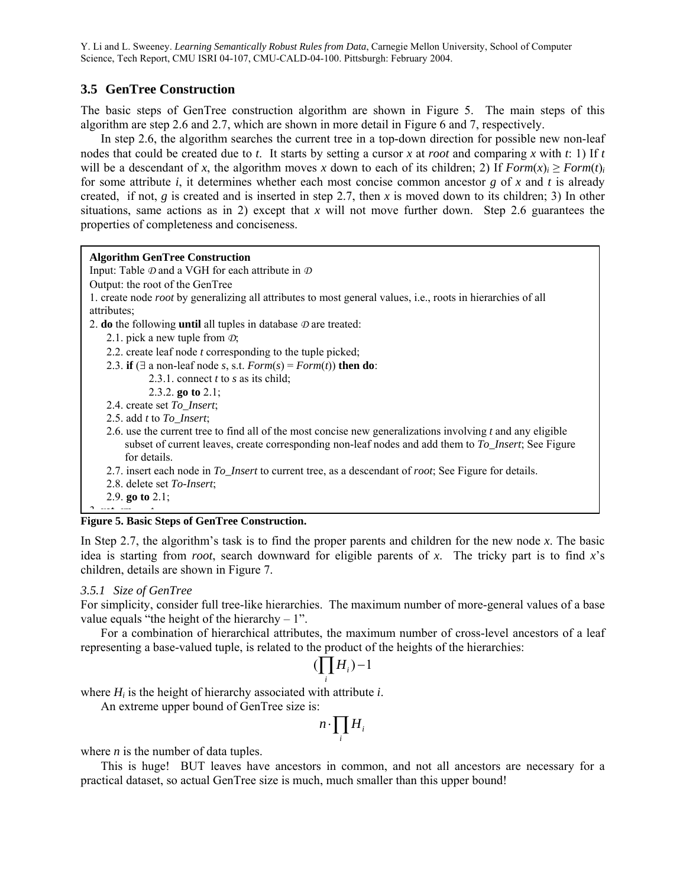### 3.5 GenTree Construction

The basic steps of GenTree construction algorithm are shown in Figure 5. The main steps of this algorithm are step 2.6 and 2.7, which are shown in more detail in Figure 6 and 7, respectively.

In step 2.6, the algorithm searches the current tree in a top-down direction for possible new non-leaf nodes that could be created due to *t*. It starts by setting a cursor *x* at *root* and comparing *x* with *t*: 1) If *t* will be a descendant of *x*, the algorithm moves *x* down to each of its children; 2) If $Form(x)_i \geq Form(t)_i$ for some attribute *i*, it determines whether each most concise common ancestor *g* of *x* and *t* is already created, if not, *g* is created and is inserted in step 2.7, then *x* is moved down to its children; 3) In other situations, same actions as in 2) except that *x* will not move further down. Step 2.6 guarantees the properties of completeness and conciseness.

**Algorithm GenTree Construction**
Input: Table *D* and a VGH for each attribute in *D*
Output: the root of the GenTree
1. create node *root* by generalizing all attributes to most general values, i.e., roots in hierarchies of all attributes;
2. **do** the following **until** all tuples in database *D* are treated:
    2.1. pick a new tuple from *D*;
    2.2. create leaf node *t* corresponding to the tuple picked;
    2.3. **if** ($\exists$ a non-leaf node *s*, s.t. $Form(s) = Form(t)$) **then do**:
        2.3.1. connect *t* to *s* as its child;
        2.3.2. **go to** 2.1;
    2.4. create set *To_Insert*;
    2.5. add *t* to *To_Insert*;
    2.6. use the current tree to find all of the most concise new generalizations involving *t* and any eligible subset of current leaves, create corresponding non-leaf nodes and add them to *To_Insert*; See Figure for details.
    2.7. insert each node in *To_Insert* to current tree, as a descendant of *root*; See Figure for details.
    2.8. delete set *To-Insert*;
    2.9. **go to** 2.1;

**Figure 5. Basic Steps of GenTree Construction.**

In Step 2.7, the algorithm's task is to find the proper parents and children for the new node *x*. The basic idea is starting from *root*, search downward for eligible parents of *x*. The tricky part is to find *x*'s children, details are shown in Figure 7.

#### *3.5.1 Size of GenTree*

For simplicity, consider full tree-like hierarchies. The maximum number of more-general values of a base value equals "the height of the hierarchy – 1".

For a combination of hierarchical attributes, the maximum number of cross-level ancestors of a leaf representing a base-valued tuple, is related to the product of the heights of the hierarchies:

$$(\prod_i H_i) - 1$$

where $H_i$ is the height of hierarchy associated with attribute *i*.

An extreme upper bound of GenTree size is:

$$n \cdot \prod_i H_i$$

where *n* is the number of data tuples.

This is huge! BUT leaves have ancestors in common, and not all ancestors are necessary for a practical dataset, so actual GenTree size is much, much smaller than this upper bound!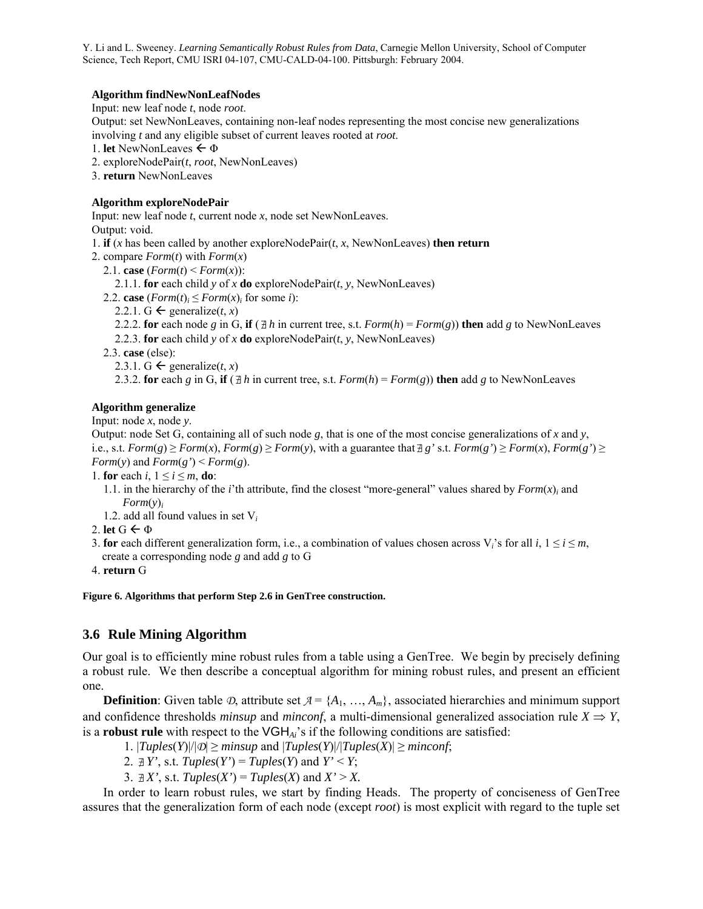**Algorithm findNewNonLeafNodes**

Input: new leaf node *t*, node *root*.

Output: set NewNonLeaves, containing non-leaf nodes representing the most concise new generalizations involving *t* and any eligible subset of current leaves rooted at *root*.

1. **let** NewNonLeaves ← Φ
2. exploreNodePair(*t*, *root*, NewNonLeaves)
3. **return** NewNonLeaves

**Algorithm exploreNodePair**

Input: new leaf node *t*, current node *x*, node set NewNonLeaves.

Output: void.

1. **if** (*x* has been called by another exploreNodePair(*t*, *x*, NewNonLeaves) **then return**
2. compare *Form*(*t*) with *Form*(*x*)
   - 2.1. **case** (*Form*(*t*) < *Form*(*x*)):
     - 2.1.1. **for** each child *y* of *x* **do** exploreNodePair(*t*, *y*, NewNonLeaves)
   - 2.2. **case** ($Form(t)_i \leq Form(x)_i$ for some *i*):
     - 2.2.1. G ← generalize(*t*, *x*)
     - 2.2.2. **for** each node *g* in G, **if** ( ∄ *h* in current tree, s.t. *Form*(*h*) = *Form*(*g*)) **then** add *g* to NewNonLeaves
     - 2.2.3. **for** each child *y* of *x* **do** exploreNodePair(*t*, *y*, NewNonLeaves)
   - 2.3. **case** (else):
     - 2.3.1. G ← generalize(*t*, *x*)
     - 2.3.2. **for** each *g* in G, **if** ( ∄ *h* in current tree, s.t. *Form*(*h*) = *Form*(*g*)) **then** add *g* to NewNonLeaves

**Algorithm generalize**

Input: node *x*, node *y*.

Output: node Set G, containing all of such node *g*, that is one of the most concise generalizations of *x* and *y*, i.e., s.t. *Form*(*g*) ≥ *Form*(*x*), *Form*(*g*) ≥ *Form*(*y*), with a guarantee that ∄ *g'* s.t. *Form*(*g'*) ≥ *Form*(*x*), *Form*(*g'*) ≥ *Form*(*y*) and *Form*(*g'*) < *Form*(*g*).

1. **for** each *i*, $1 \leq i \leq m$, **do**:
   - 1.1. in the hierarchy of the *i*'th attribute, find the closest "more-general" values shared by $Form(x)_i$ and $Form(y)_i$
   - 1.2. add all found values in set $V_i$
2. **let** G ← Φ
3. **for** each different generalization form, i.e., a combination of values chosen across $V_i$'s for all *i*, $1 \leq i \leq m$, create a corresponding node *g* and add *g* to G
4. **return** G

**Figure 6. Algorithms that perform Step 2.6 in GenTree construction.**

## 3.6 Rule Mining Algorithm

Our goal is to efficiently mine robust rules from a table using a GenTree. We begin by precisely defining a robust rule. We then describe a conceptual algorithm for mining robust rules, and present an efficient one.

**Definition**: Given table $\mathcal{D}$, attribute set $\mathcal{A} = \{A_1, \ldots, A_m\}$, associated hierarchies and minimum support and confidence thresholds *minsup* and *minconf*, a multi-dimensional generalized association rule $X \Rightarrow Y$, is a **robust rule** with respect to the $VGH_{A_i}$'s if the following conditions are satisfied:

1. $|Tuples(Y)|/|\mathcal{D}| \geq minsup$ and $|Tuples(Y)|/|Tuples(X)| \geq minconf$;
2. ∄ $Y'$, s.t. $Tuples(Y') = Tuples(Y)$ and $Y' < Y$;
3. ∄ $X'$, s.t. $Tuples(X') = Tuples(X)$ and $X' > X$.

In order to learn robust rules, we start by finding Heads. The property of conciseness of GenTree assures that the generalization form of each node (except *root*) is most explicit with regard to the tuple set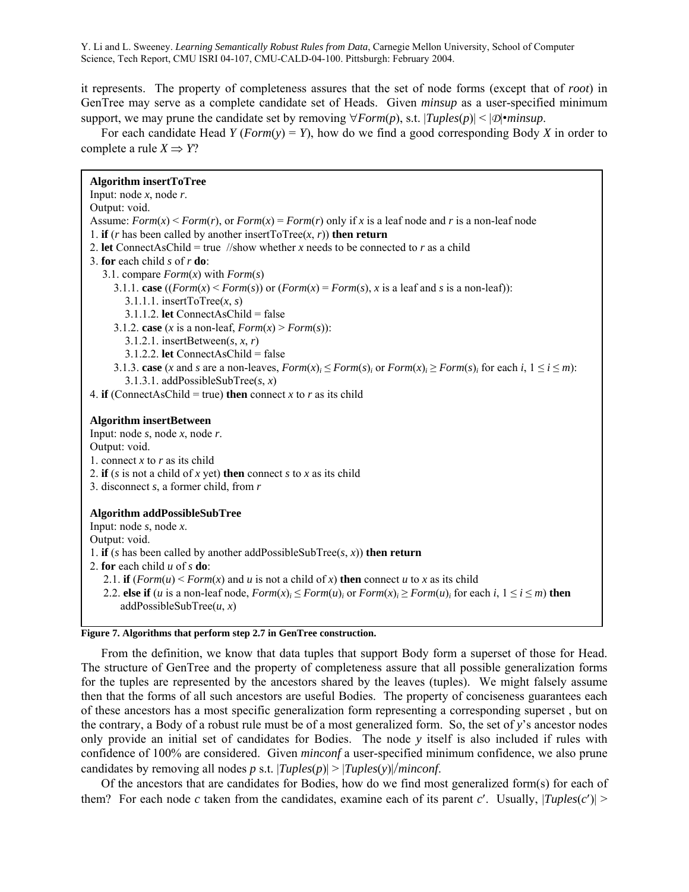it represents. The property of completeness assures that the set of node forms (except that of *root*) in GenTree may serve as a complete candidate set of Heads. Given *minsup* as a user-specified minimum support, we may prune the candidate set by removing $\forall Form(p)$, s.t. $|Tuples(p)| < |\mathcal{D}| \bullet minsup$.

For each candidate Head $Y$ ($Form(y) = Y$), how do we find a good corresponding Body $X$ in order to complete a rule $X \Rightarrow Y$?

```
Algorithm insertToTree
Input: node x, node r.
Output: void.
Assume: Form(x) < Form(r), or Form(x) = Form(r) only if x is a leaf node and r is a non-leaf node
1. if (r has been called by another insertToTree(x, r)) then return
2. let ConnectAsChild = true  //show whether x needs to be connected to r as a child
3. for each child s of r do:
   3.1. compare Form(x) with Form(s)
      3.1.1. case ((Form(x) < Form(s)) or (Form(x) = Form(s), x is a leaf and s is a non-leaf)):
         3.1.1.1. insertToTree(x, s)
         3.1.1.2. let ConnectAsChild = false
      3.1.2. case (x is a non-leaf, Form(x) > Form(s)):
         3.1.2.1. insertBetween(s, x, r)
         3.1.2.2. let ConnectAsChild = false
      3.1.3. case (x and s are a non-leaves, Form(x)_i ≤ Form(s)_i or Form(x)_i ≥ Form(s)_i for each i, 1 ≤ i ≤ m):
         3.1.3.1. addPossibleSubTree(s, x)
4. if (ConnectAsChild = true) then connect x to r as its child

Algorithm insertBetween
Input: node s, node x, node r.
Output: void.
1. connect x to r as its child
2. if (s is not a child of x yet) then connect s to x as its child
3. disconnect s, a former child, from r

Algorithm addPossibleSubTree
Input: node s, node x.
Output: void.
1. if (s has been called by another addPossibleSubTree(s, x)) then return
2. for each child u of s do:
   2.1. if (Form(u) < Form(x) and u is not a child of x) then connect u to x as its child
   2.2. else if (u is a non-leaf node, Form(x)_i ≤ Form(u)_i or Form(x)_i ≥ Form(u)_i for each i, 1 ≤ i ≤ m) then
        addPossibleSubTree(u, x)
```

**Figure 7. Algorithms that perform step 2.7 in GenTree construction.**

From the definition, we know that data tuples that support Body form a superset of those for Head. The structure of GenTree and the property of completeness assure that all possible generalization forms for the tuples are represented by the ancestors shared by the leaves (tuples). We might falsely assume then that the forms of all such ancestors are useful Bodies. The property of conciseness guarantees each of these ancestors has a most specific generalization form representing a corresponding superset , but on the contrary, a Body of a robust rule must be of a most generalized form. So, the set of $y$'s ancestor nodes only provide an initial set of candidates for Bodies. The node $y$ itself is also included if rules with confidence of 100% are considered. Given *minconf* a user-specified minimum confidence, we also prune candidates by removing all nodes $p$ s.t. $|Tuples(p)| > |Tuples(y)| / minconf$.

Of the ancestors that are candidates for Bodies, how do we find most generalized form(s) for each of them? For each node $c$ taken from the candidates, examine each of its parent $c'$. Usually, $|Tuples(c')| >$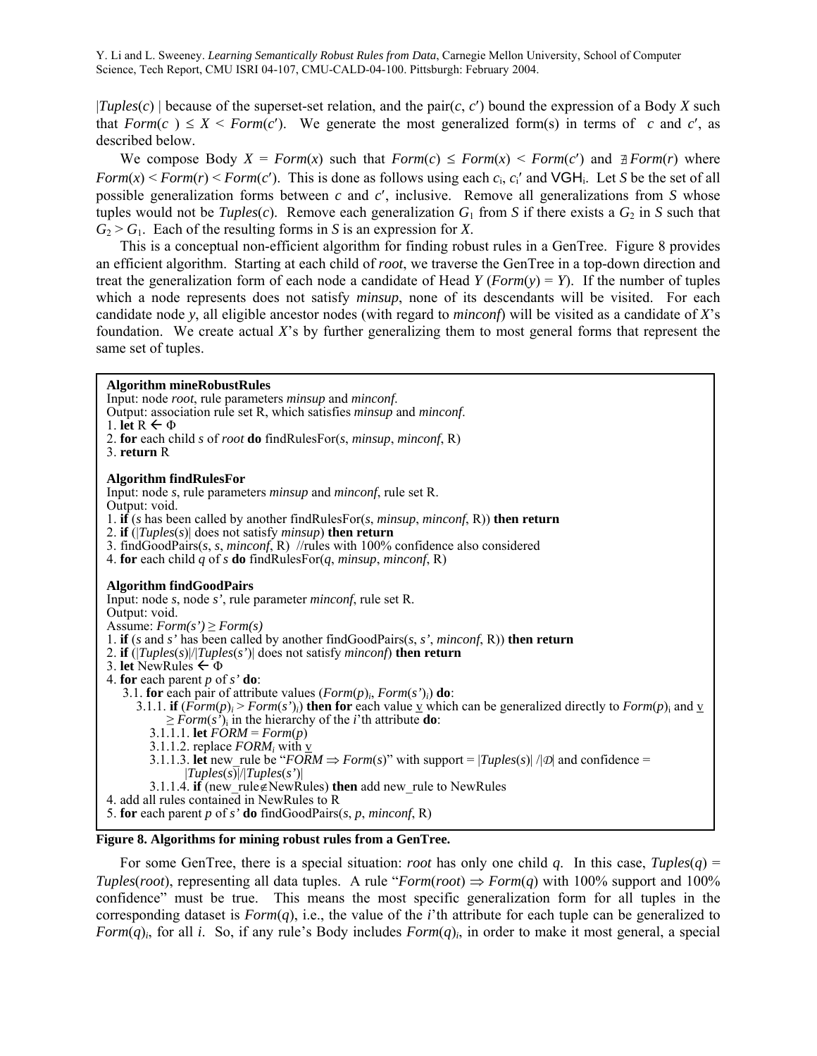|*Tuples*($c$) | because of the superset-set relation, and the pair($c$, $c'$) bound the expression of a Body *X* such that *Form*($c$ ) ≤ *X* < *Form*($c'$). We generate the most generalized form(s) in terms of $c$ and $c'$, as described below.

We compose Body *X* = *Form*($x$) such that *Form*($c$) ≤ *Form*($x$) < *Form*($c'$) and ∄ *Form*($r$) where *Form*($x$) < *Form*($r$) < *Form*($c'$). This is done as follows using each $c_i$, $c_i'$ and $VGH_i$. Let *S* be the set of all possible generalization forms between $c$ and $c'$, inclusive. Remove all generalizations from *S* whose tuples would not be *Tuples*($c$). Remove each generalization $G_1$ from *S* if there exists a $G_2$ in *S* such that $G_2 > G_1$. Each of the resulting forms in *S* is an expression for *X*.

This is a conceptual non-efficient algorithm for finding robust rules in a GenTree. Figure 8 provides an efficient algorithm. Starting at each child of *root*, we traverse the GenTree in a top-down direction and treat the generalization form of each node a candidate of Head *Y* (*Form*($y$) = *Y*). If the number of tuples which a node represents does not satisfy *minsup*, none of its descendants will be visited. For each candidate node *y*, all eligible ancestor nodes (with regard to *minconf*) will be visited as a candidate of *X*'s foundation. We create actual *X*'s by further generalizing them to most general forms that represent the same set of tuples.

```
Algorithm mineRobustRules
Input: node root, rule parameters minsup and minconf.
Output: association rule set R, which satisfies minsup and minconf.
1. let R ← Φ
2. for each child s of root do findRulesFor(s, minsup, minconf, R)
3. return R

Algorithm findRulesFor
Input: node s, rule parameters minsup and minconf, rule set R.
Output: void.
1. if (s has been called by another findRulesFor(s, minsup, minconf, R)) then return
2. if (|Tuples(s)| does not satisfy minsup) then return
3. findGoodPairs(s, s, minconf, R)  //rules with 100% confidence also considered
4. for each child q of s do findRulesFor(q, minsup, minconf, R)

Algorithm findGoodPairs
Input: node s, node s', rule parameter minconf, rule set R.
Output: void.
Assume: Form(s') ≥ Form(s)
1. if (s and s' has been called by another findGoodPairs(s, s', minconf, R)) then return
2. if (|Tuples(s)|/|Tuples(s')| does not satisfy minconf) then return
3. let NewRules ← Φ
4. for each parent p of s' do:
   3.1. for each pair of attribute values (Form(p)_i, Form(s')_i) do:
      3.1.1. if (Form(p)_i > Form(s')_i) then for each value v which can be generalized directly to Form(p)_i and v
             ≥ Form(s')_i in the hierarchy of the i'th attribute do:
         3.1.1.1. let FORM = Form(p)
         3.1.1.2. replace FORM_i with v
         3.1.1.3. let new_rule be "FORM ⇒ Form(s)" with support = |Tuples(s)| /|D| and confidence =
                  |Tuples(s)|/|Tuples(s')|
         3.1.1.4. if (new_rule∉NewRules) then add new_rule to NewRules
4. add all rules contained in NewRules to R
5. for each parent p of s' do findGoodPairs(s, p, minconf, R)
```

**Figure 8. Algorithms for mining robust rules from a GenTree.**

For some GenTree, there is a special situation: *root* has only one child *q*. In this case, *Tuples*($q$) = *Tuples*(*root*), representing all data tuples. A rule "*Form*(*root*) ⇒ *Form*($q$) with 100% support and 100% confidence" must be true. This means the most specific generalization form for all tuples in the corresponding dataset is *Form*($q$), i.e., the value of the *i*'th attribute for each tuple can be generalized to $Form(q)_i$, for all *i*. So, if any rule's Body includes $Form(q)_i$, in order to make it most general, a special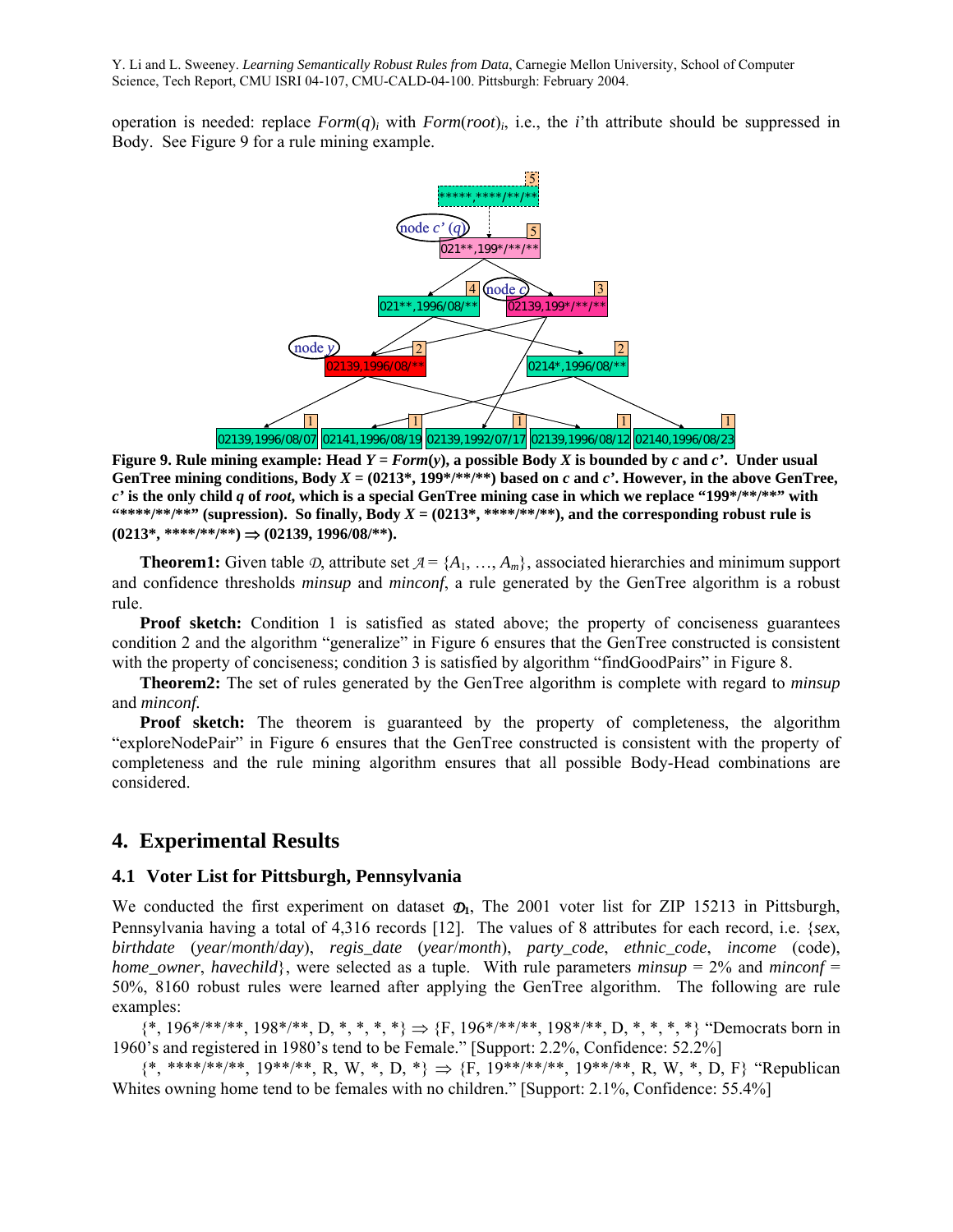operation is needed: replace $Form(q)_i$ with $Form(root)_i$, i.e., the $i$'th attribute should be suppressed in Body. See Figure 9 for a rule mining example.

**Figure 9. Rule mining example: Head *Y* = *Form*(*y*), a possible Body *X* is bounded by *c* and *c'*. Under usual GenTree mining conditions, Body *X* = (0213*, 199*/**/**) based on *c* and *c'*. However, in the above GenTree, *c'* is the only child *q* of *root*, which is a special GenTree mining case in which we replace "199*/**/**" with "****/**/**" (supression). So finally, Body *X* = (0213*, ****/**/**), and the corresponding robust rule is (0213*, ****/**/**) ⇒ (02139, 1996/08/**).**

**Theorem1:** Given table $\mathcal{D}$, attribute set $\mathcal{A} = \{A_1, \ldots, A_m\}$, associated hierarchies and minimum support and confidence thresholds *minsup* and *minconf*, a rule generated by the GenTree algorithm is a robust rule.

**Proof sketch:** Condition 1 is satisfied as stated above; the property of conciseness guarantees condition 2 and the algorithm "generalize" in Figure 6 ensures that the GenTree constructed is consistent with the property of conciseness; condition 3 is satisfied by algorithm "findGoodPairs" in Figure 8.

**Theorem2:** The set of rules generated by the GenTree algorithm is complete with regard to *minsup* and *minconf.*

**Proof sketch:** The theorem is guaranteed by the property of completeness, the algorithm "exploreNodePair" in Figure 6 ensures that the GenTree constructed is consistent with the property of completeness and the rule mining algorithm ensures that all possible Body-Head combinations are considered.

## 4. Experimental Results

### 4.1 Voter List for Pittsburgh, Pennsylvania

We conducted the first experiment on dataset $\mathcal{D}_1$, The 2001 voter list for ZIP 15213 in Pittsburgh, Pennsylvania having a total of 4,316 records [12]. The values of 8 attributes for each record, i.e. {*sex*, *birthdate* (*year*/*month*/*day*), *regis_date* (*year*/*month*), *party_code*, *ethnic_code*, *income* (code), *home_owner*, *havechild*}, were selected as a tuple. With rule parameters *minsup* = 2% and *minconf* = 50%, 8160 robust rules were learned after applying the GenTree algorithm. The following are rule examples:

{*, 196*/**/**, 198*/**, D, *, *, *, *} ⇒ {F, 196*/**/**, 198*/**, D, *, *, *, *} "Democrats born in 1960's and registered in 1980's tend to be Female." [Support: 2.2%, Confidence: 52.2%]

{*, ****/**/**, 19**/**, R, W, *, D, *} ⇒ {F, 19**/**/**, 19**/**, R, W, *, D, F} "Republican Whites owning home tend to be females with no children." [Support: 2.1%, Confidence: 55.4%]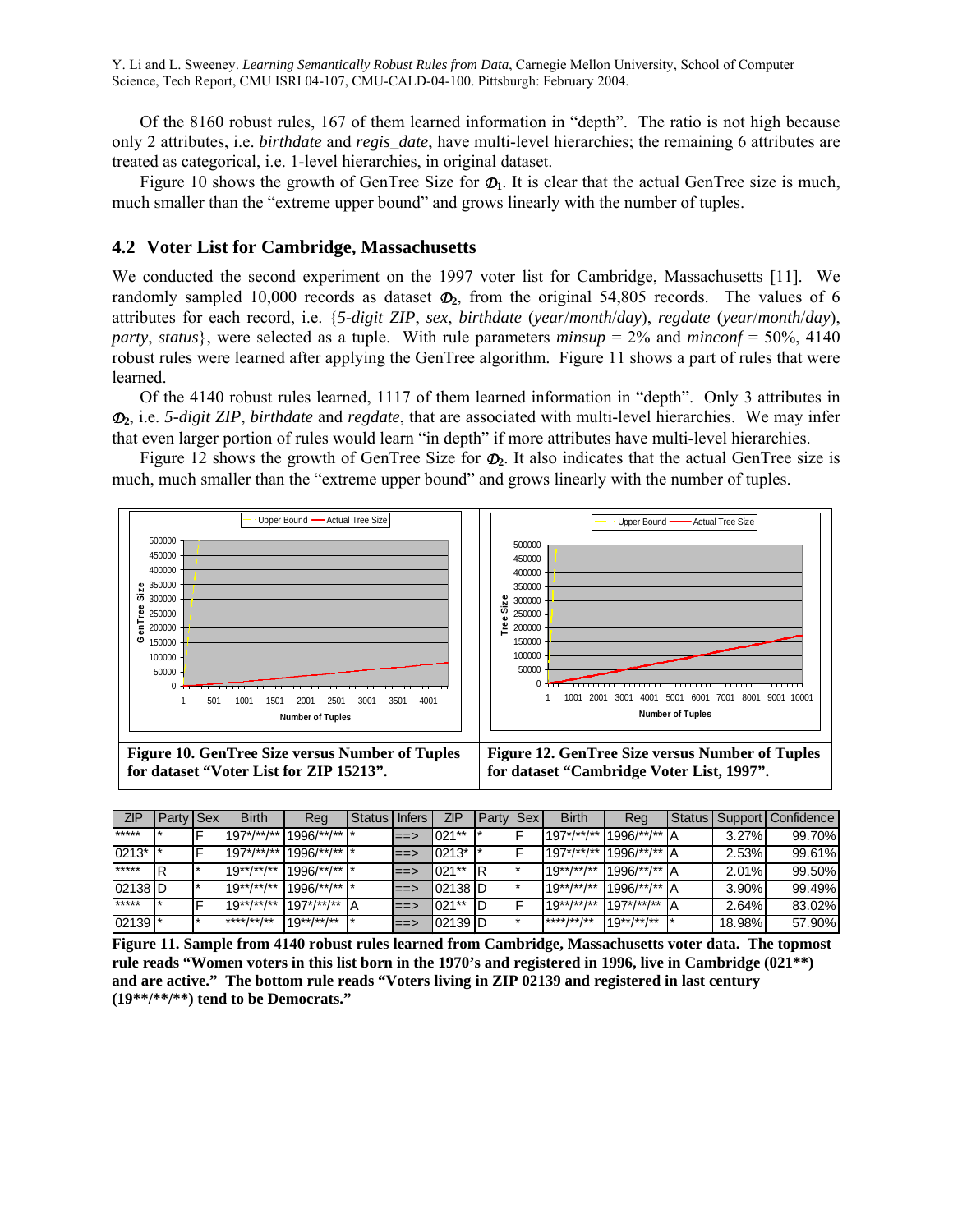Y. Li and L. Sweeney. *Learning Semantically Robust Rules from Data*, Carnegie Mellon University, School of Computer Science, Tech Report, CMU ISRI 04-107, CMU-CALD-04-100. Pittsburgh: February 2004.

Of the 8160 robust rules, 167 of them learned information in "depth". The ratio is not high because only 2 attributes, i.e. *birthdate* and *regis_date*, have multi-level hierarchies; the remaining 6 attributes are treated as categorical, i.e. 1-level hierarchies, in original dataset.

Figure 10 shows the growth of GenTree Size for $\mathcal{D}_1$. It is clear that the actual GenTree size is much, much smaller than the "extreme upper bound" and grows linearly with the number of tuples.

## 4.2 Voter List for Cambridge, Massachusetts

We conducted the second experiment on the 1997 voter list for Cambridge, Massachusetts [11]. We randomly sampled 10,000 records as dataset $\mathcal{D}_2$, from the original 54,805 records. The values of 6 attributes for each record, i.e. {*5-digit ZIP*, *sex*, *birthdate* (*year*/*month*/*day*), *regdate* (*year*/*month*/*day*), *party*, *status*}, were selected as a tuple. With rule parameters *minsup* = 2% and *minconf* = 50%, 4140 robust rules were learned after applying the GenTree algorithm. Figure 11 shows a part of rules that were learned.

Of the 4140 robust rules learned, 1117 of them learned information in "depth". Only 3 attributes in $\mathcal{D}_2$, i.e. *5-digit ZIP*, *birthdate* and *regdate*, that are associated with multi-level hierarchies. We may infer that even larger portion of rules would learn "in depth" if more attributes have multi-level hierarchies.

Figure 12 shows the growth of GenTree Size for $\mathcal{D}_2$. It also indicates that the actual GenTree size is much, much smaller than the "extreme upper bound" and grows linearly with the number of tuples.

**Figure 10. GenTree Size versus Number of Tuples for dataset "Voter List for ZIP 15213".**

**Figure 12. GenTree Size versus Number of Tuples for dataset "Cambridge Voter List, 1997".**

| ZIP | Party | Sex | Birth | Reg | Status | Infers | ZIP | Party | Sex | Birth | Reg | Status | Support | Confidence |
|---|---|---|---|---|---|---|---|---|---|---|---|---|---|---|
| ***** | * | F | 197*/**/** | 1996/**/** | * | ==> | 021** | * | F | 197*/**/** | 1996/**/** | A | 3.27% | 99.70% |
| 0213* | * | F | 197*/**/** | 1996/**/** | * | ==> | 0213* | * | F | 197*/**/** | 1996/**/** | A | 2.53% | 99.61% |
| ***** | R | * | 19**/**/** | 1996/**/** | * | ==> | 021** | R | * | 19**/**/** | 1996/**/** | A | 2.01% | 99.50% |
| 02138 | D | * | 19**/**/** | 1996/**/** | * | ==> | 02138 | D | * | 19**/**/** | 1996/**/** | A | 3.90% | 99.49% |
| ***** | * | F | 19**/**/** | 197*/**/** | A | ==> | 021** | D | F | 19**/**/** | 197*/**/** | A | 2.64% | 83.02% |
| 02139 | * | * | ****/**/** | 19**/**/** | * | ==> | 02139 | D | * | ****/**/** | 19**/**/** | * | 18.98% | 57.90% |

**Figure 11. Sample from 4140 robust rules learned from Cambridge, Massachusetts voter data. The topmost rule reads "Women voters in this list born in the 1970's and registered in 1996, live in Cambridge (021**) and are active." The bottom rule reads "Voters living in ZIP 02139 and registered in last century (19**/**/**) tend to be Democrats."**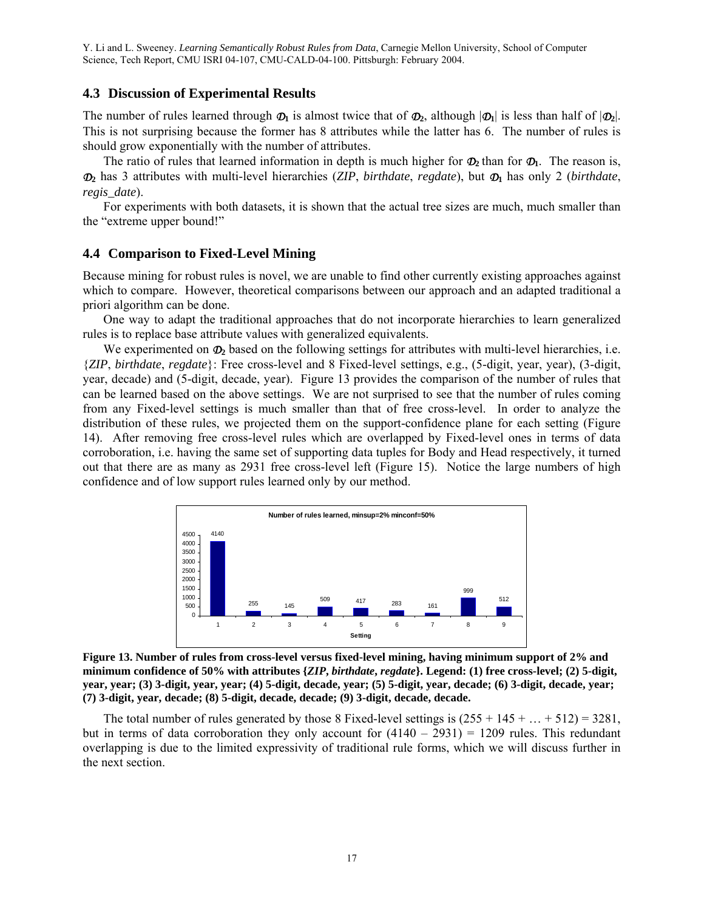### 4.3 Discussion of Experimental Results

The number of rules learned through $\mathcal{D}_1$ is almost twice that of $\mathcal{D}_2$, although $|\mathcal{D}_1|$ is less than half of $|\mathcal{D}_2|$. This is not surprising because the former has 8 attributes while the latter has 6. The number of rules is should grow exponentially with the number of attributes.

The ratio of rules that learned information in depth is much higher for $\mathcal{D}_2$ than for $\mathcal{D}_1$. The reason is, $\mathcal{D}_2$ has 3 attributes with multi-level hierarchies (*ZIP*, *birthdate*, *regdate*), but $\mathcal{D}_1$ has only 2 (*birthdate*, *regis_date*).

For experiments with both datasets, it is shown that the actual tree sizes are much, much smaller than the "extreme upper bound!"

### 4.4 Comparison to Fixed-Level Mining

Because mining for robust rules is novel, we are unable to find other currently existing approaches against which to compare. However, theoretical comparisons between our approach and an adapted traditional a priori algorithm can be done.

One way to adapt the traditional approaches that do not incorporate hierarchies to learn generalized rules is to replace base attribute values with generalized equivalents.

We experimented on $\mathcal{D}_2$ based on the following settings for attributes with multi-level hierarchies, i.e. {*ZIP*, *birthdate*, *regdate*}: Free cross-level and 8 Fixed-level settings, e.g., (5-digit, year, year), (3-digit, year, decade) and (5-digit, decade, year). Figure 13 provides the comparison of the number of rules that can be learned based on the above settings. We are not surprised to see that the number of rules coming from any Fixed-level settings is much smaller than that of free cross-level. In order to analyze the distribution of these rules, we projected them on the support-confidence plane for each setting (Figure 14). After removing free cross-level rules which are overlapped by Fixed-level ones in terms of data corroboration, i.e. having the same set of supporting data tuples for Body and Head respectively, it turned out that there are as many as 2931 free cross-level left (Figure 15). Notice the large numbers of high confidence and of low support rules learned only by our method.

Number of rules learned, minsup=2% minconf=50%

| Setting | 1 | 2 | 3 | 4 | 5 | 6 | 7 | 8 | 9 |
|---|---|---|---|---|---|---|---|---|---|
| Number of rules | 4140 | 255 | 145 | 509 | 417 | 283 | 161 | 999 | 512 |

**Figure 13. Number of rules from cross-level versus fixed-level mining, having minimum support of 2% and minimum confidence of 50% with attributes {*ZIP*, *birthdate*, *regdate*}. Legend: (1) free cross-level; (2) 5-digit, year, year; (3) 3-digit, year, year; (4) 5-digit, decade, year; (5) 5-digit, year, decade; (6) 3-digit, decade, year; (7) 3-digit, year, decade; (8) 5-digit, decade, decade; (9) 3-digit, decade, decade.**

The total number of rules generated by those 8 Fixed-level settings is (255 + 145 + … + 512) = 3281, but in terms of data corroboration they only account for (4140 – 2931) = 1209 rules. This redundant overlapping is due to the limited expressivity of traditional rule forms, which we will discuss further in the next section.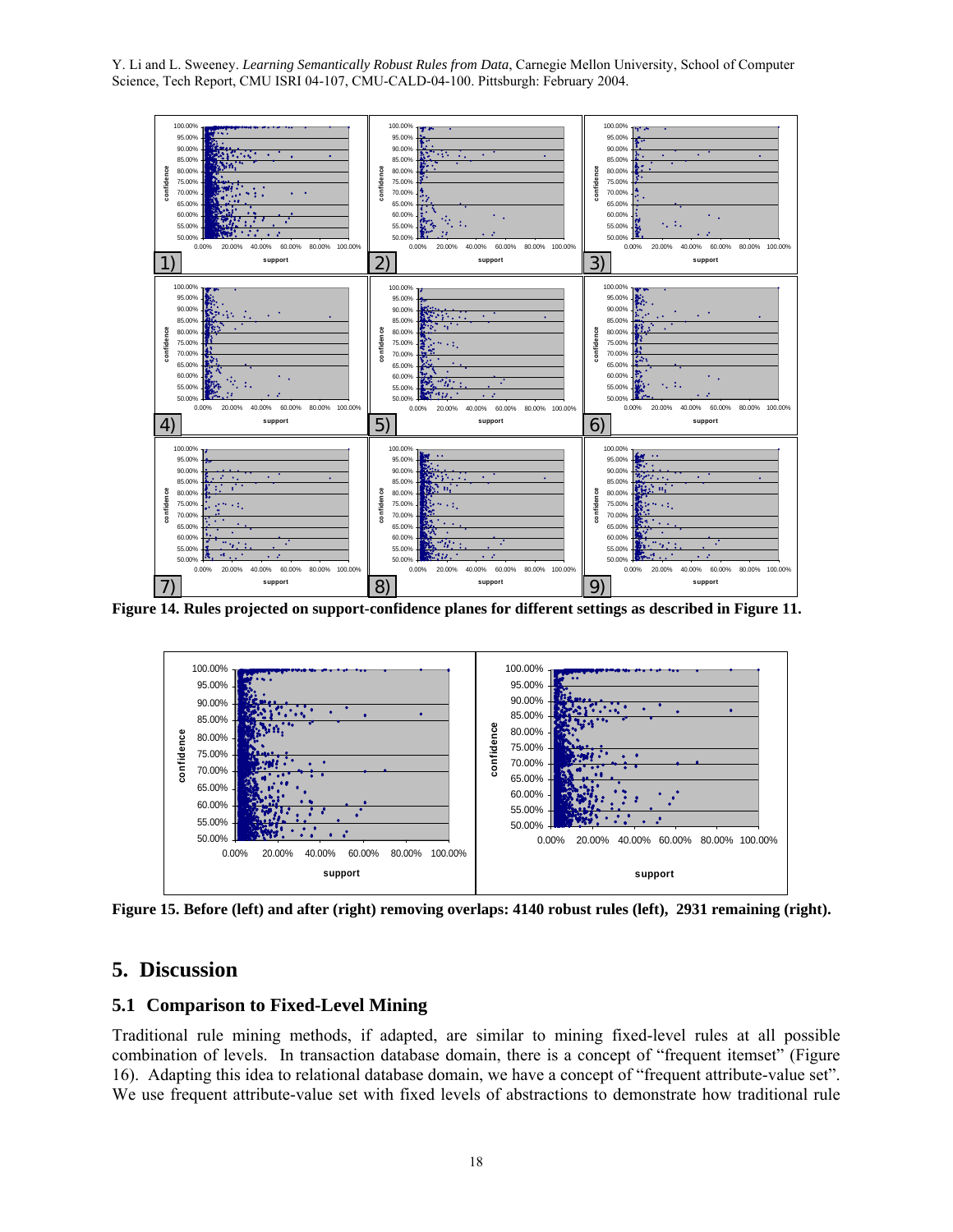**Figure 14. Rules projected on support-confidence planes for different settings as described in Figure 11.**

**Figure 15. Before (left) and after (right) removing overlaps: 4140 robust rules (left), 2931 remaining (right).**

# 5. Discussion

## 5.1 Comparison to Fixed-Level Mining

Traditional rule mining methods, if adapted, are similar to mining fixed-level rules at all possible combination of levels. In transaction database domain, there is a concept of "frequent itemset" (Figure 16). Adapting this idea to relational database domain, we have a concept of "frequent attribute-value set". We use frequent attribute-value set with fixed levels of abstractions to demonstrate how traditional rule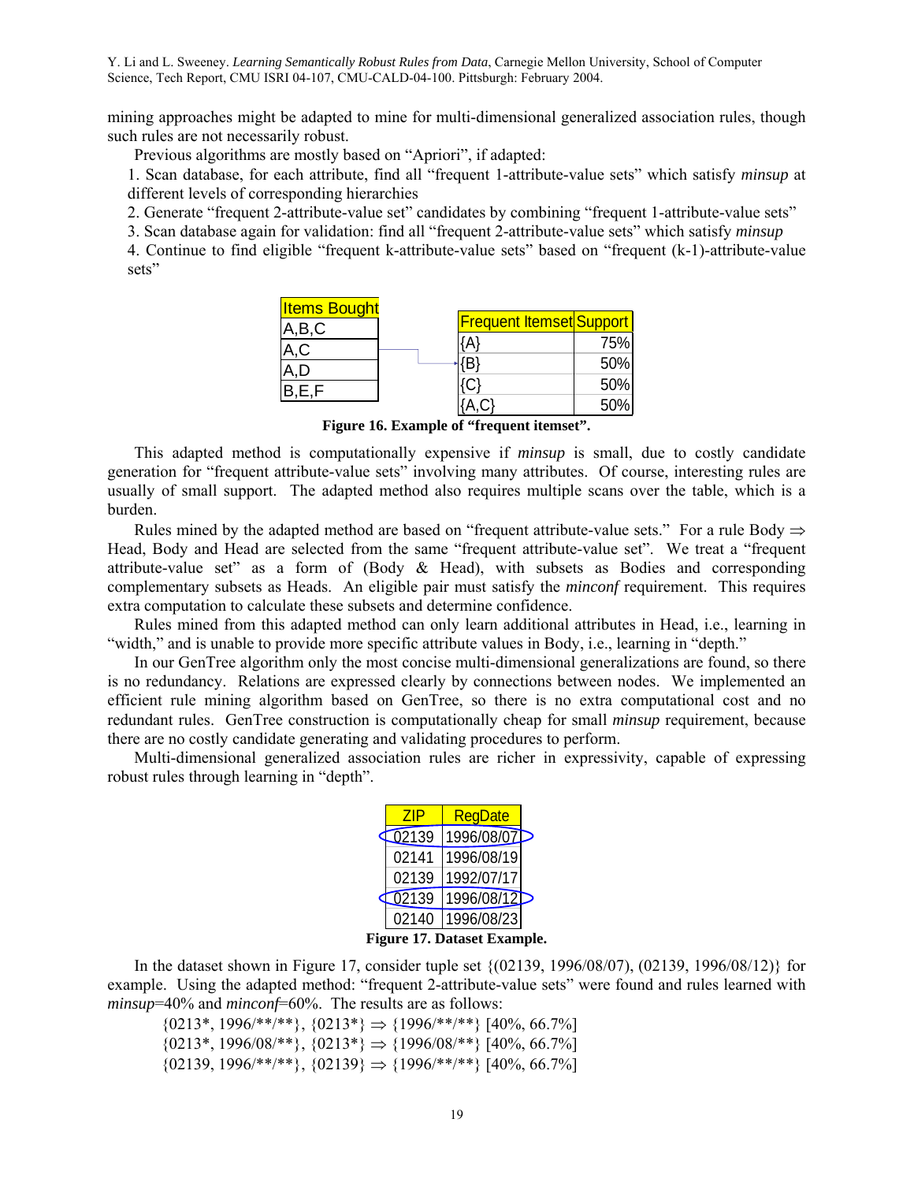mining approaches might be adapted to mine for multi-dimensional generalized association rules, though such rules are not necessarily robust.

Previous algorithms are mostly based on "Apriori", if adapted:

1. Scan database, for each attribute, find all "frequent 1-attribute-value sets" which satisfy *minsup* at different levels of corresponding hierarchies
2. Generate "frequent 2-attribute-value set" candidates by combining "frequent 1-attribute-value sets"
3. Scan database again for validation: find all "frequent 2-attribute-value sets" which satisfy *minsup*
4. Continue to find eligible "frequent k-attribute-value sets" based on "frequent (k-1)-attribute-value sets"

| Items Bought |
|---|
| A,B,C |
| A,C |
| A,D |
| B,E,F |

| Frequent Itemset | Support |
|---|---|
| {A} | 75% |
| {B} | 50% |
| {C} | 50% |
| {A,C} | 50% |

**Figure 16. Example of "frequent itemset".**

This adapted method is computationally expensive if *minsup* is small, due to costly candidate generation for "frequent attribute-value sets" involving many attributes. Of course, interesting rules are usually of small support. The adapted method also requires multiple scans over the table, which is a burden.

Rules mined by the adapted method are based on "frequent attribute-value sets." For a rule Body ⇒ Head, Body and Head are selected from the same "frequent attribute-value set". We treat a "frequent attribute-value set" as a form of (Body & Head), with subsets as Bodies and corresponding complementary subsets as Heads. An eligible pair must satisfy the *minconf* requirement. This requires extra computation to calculate these subsets and determine confidence.

Rules mined from this adapted method can only learn additional attributes in Head, i.e., learning in "width," and is unable to provide more specific attribute values in Body, i.e., learning in "depth."

In our GenTree algorithm only the most concise multi-dimensional generalizations are found, so there is no redundancy. Relations are expressed clearly by connections between nodes. We implemented an efficient rule mining algorithm based on GenTree, so there is no extra computational cost and no redundant rules. GenTree construction is computationally cheap for small *minsup* requirement, because there are no costly candidate generating and validating procedures to perform.

Multi-dimensional generalized association rules are richer in expressivity, capable of expressing robust rules through learning in "depth".

| ZIP | RegDate |
|---|---|
| 02139 | 1996/08/07 |
| 02141 | 1996/08/19 |
| 02139 | 1992/07/17 |
| 02139 | 1996/08/12 |
| 02140 | 1996/08/23 |

**Figure 17. Dataset Example.**

In the dataset shown in Figure 17, consider tuple set {(02139, 1996/08/07), (02139, 1996/08/12)} for example. Using the adapted method: "frequent 2-attribute-value sets" were found and rules learned with *minsup*=40% and *minconf*=60%. The results are as follows:

{0213*, 1996/**/**}, {0213*} ⇒ {1996/**/**} [40%, 66.7%]
{0213*, 1996/08/**}, {0213*} ⇒ {1996/08/**} [40%, 66.7%]
{02139, 1996/**/**}, {02139} ⇒ {1996/**/**} [40%, 66.7%]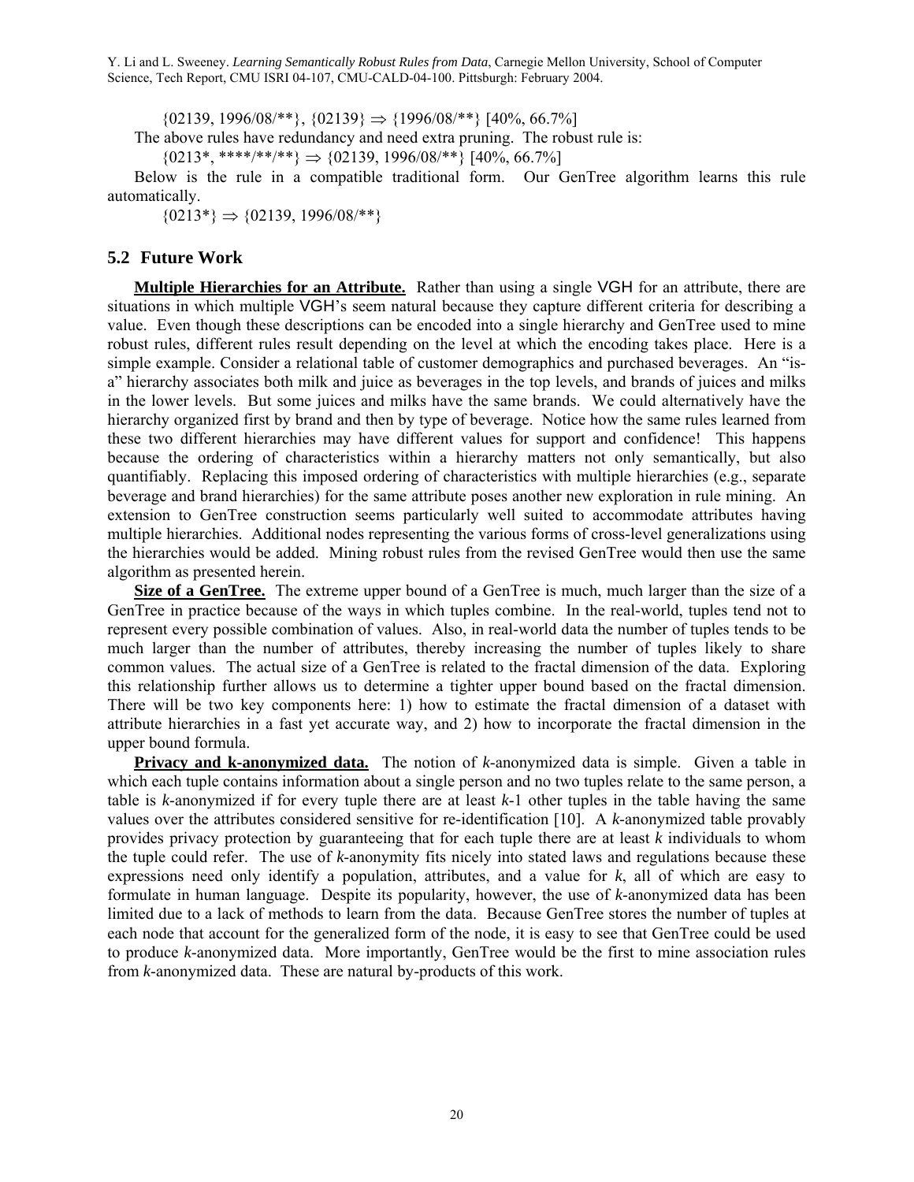{02139, 1996/08/**}, {02139} ⇒ {1996/08/**} [40%, 66.7%]

The above rules have redundancy and need extra pruning. The robust rule is:

{0213*, ****/**/**} ⇒ {02139, 1996/08/**} [40%, 66.7%]

Below is the rule in a compatible traditional form. Our GenTree algorithm learns this rule automatically.

{0213*} ⇒ {02139, 1996/08/**}

## 5.2 Future Work

**Multiple Hierarchies for an Attribute.** Rather than using a single VGH for an attribute, there are situations in which multiple VGH's seem natural because they capture different criteria for describing a value. Even though these descriptions can be encoded into a single hierarchy and GenTree used to mine robust rules, different rules result depending on the level at which the encoding takes place. Here is a simple example. Consider a relational table of customer demographics and purchased beverages. An "is-a" hierarchy associates both milk and juice as beverages in the top levels, and brands of juices and milks in the lower levels. But some juices and milks have the same brands. We could alternatively have the hierarchy organized first by brand and then by type of beverage. Notice how the same rules learned from these two different hierarchies may have different values for support and confidence! This happens because the ordering of characteristics within a hierarchy matters not only semantically, but also quantifiably. Replacing this imposed ordering of characteristics with multiple hierarchies (e.g., separate beverage and brand hierarchies) for the same attribute poses another new exploration in rule mining. An extension to GenTree construction seems particularly well suited to accommodate attributes having multiple hierarchies. Additional nodes representing the various forms of cross-level generalizations using the hierarchies would be added. Mining robust rules from the revised GenTree would then use the same algorithm as presented herein.

**Size of a GenTree.** The extreme upper bound of a GenTree is much, much larger than the size of a GenTree in practice because of the ways in which tuples combine. In the real-world, tuples tend not to represent every possible combination of values. Also, in real-world data the number of tuples tends to be much larger than the number of attributes, thereby increasing the number of tuples likely to share common values. The actual size of a GenTree is related to the fractal dimension of the data. Exploring this relationship further allows us to determine a tighter upper bound based on the fractal dimension. There will be two key components here: 1) how to estimate the fractal dimension of a dataset with attribute hierarchies in a fast yet accurate way, and 2) how to incorporate the fractal dimension in the upper bound formula.

**Privacy and k-anonymized data.** The notion of $k$-anonymized data is simple. Given a table in which each tuple contains information about a single person and no two tuples relate to the same person, a table is $k$-anonymized if for every tuple there are at least $k$-1 other tuples in the table having the same values over the attributes considered sensitive for re-identification [10]. A $k$-anonymized table provably provides privacy protection by guaranteeing that for each tuple there are at least $k$ individuals to whom the tuple could refer. The use of $k$-anonymity fits nicely into stated laws and regulations because these expressions need only identify a population, attributes, and a value for $k$, all of which are easy to formulate in human language. Despite its popularity, however, the use of $k$-anonymized data has been limited due to a lack of methods to learn from the data. Because GenTree stores the number of tuples at each node that account for the generalized form of the node, it is easy to see that GenTree could be used to produce $k$-anonymized data. More importantly, GenTree would be the first to mine association rules from $k$-anonymized data. These are natural by-products of this work.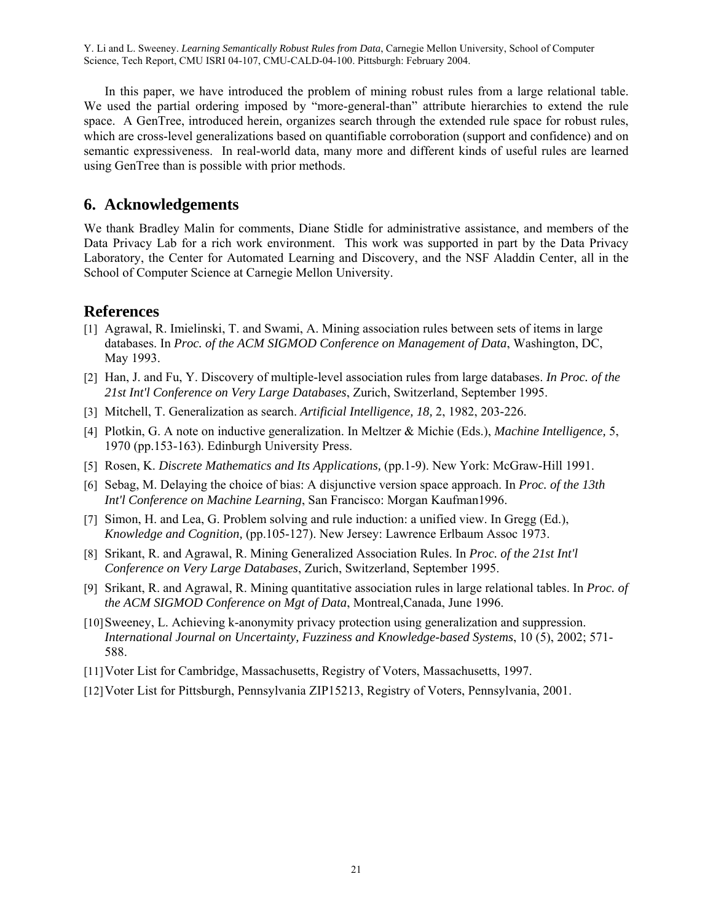In this paper, we have introduced the problem of mining robust rules from a large relational table. We used the partial ordering imposed by "more-general-than" attribute hierarchies to extend the rule space. A GenTree, introduced herein, organizes search through the extended rule space for robust rules, which are cross-level generalizations based on quantifiable corroboration (support and confidence) and on semantic expressiveness. In real-world data, many more and different kinds of useful rules are learned using GenTree than is possible with prior methods.

## 6. Acknowledgements

We thank Bradley Malin for comments, Diane Stidle for administrative assistance, and members of the Data Privacy Lab for a rich work environment. This work was supported in part by the Data Privacy Laboratory, the Center for Automated Learning and Discovery, and the NSF Aladdin Center, all in the School of Computer Science at Carnegie Mellon University.

## References

[1] Agrawal, R. Imielinski, T. and Swami, A. Mining association rules between sets of items in large databases. In *Proc. of the ACM SIGMOD Conference on Management of Data*, Washington, DC, May 1993.

[2] Han, J. and Fu, Y. Discovery of multiple-level association rules from large databases. *In Proc. of the 21st Int'l Conference on Very Large Databases*, Zurich, Switzerland, September 1995.

[3] Mitchell, T. Generalization as search. *Artificial Intelligence, 18,* 2, 1982, 203-226.

[4] Plotkin, G. A note on inductive generalization. In Meltzer & Michie (Eds.), *Machine Intelligence,* 5, 1970 (pp.153-163). Edinburgh University Press.

[5] Rosen, K. *Discrete Mathematics and Its Applications,* (pp.1-9). New York: McGraw-Hill 1991.

[6] Sebag, M. Delaying the choice of bias: A disjunctive version space approach. In *Proc. of the 13th Int'l Conference on Machine Learning*, San Francisco: Morgan Kaufman1996.

[7] Simon, H. and Lea, G. Problem solving and rule induction: a unified view. In Gregg (Ed.), *Knowledge and Cognition,* (pp.105-127). New Jersey: Lawrence Erlbaum Assoc 1973.

[8] Srikant, R. and Agrawal, R. Mining Generalized Association Rules. In *Proc. of the 21st Int'l Conference on Very Large Databases*, Zurich, Switzerland, September 1995.

[9] Srikant, R. and Agrawal, R. Mining quantitative association rules in large relational tables. In *Proc. of the ACM SIGMOD Conference on Mgt of Data*, Montreal,Canada, June 1996.

[10] Sweeney, L. Achieving k-anonymity privacy protection using generalization and suppression. *International Journal on Uncertainty, Fuzziness and Knowledge-based Systems*, 10 (5), 2002; 571-588.

[11] Voter List for Cambridge, Massachusetts, Registry of Voters, Massachusetts, 1997.

[12] Voter List for Pittsburgh, Pennsylvania ZIP15213, Registry of Voters, Pennsylvania, 2001.